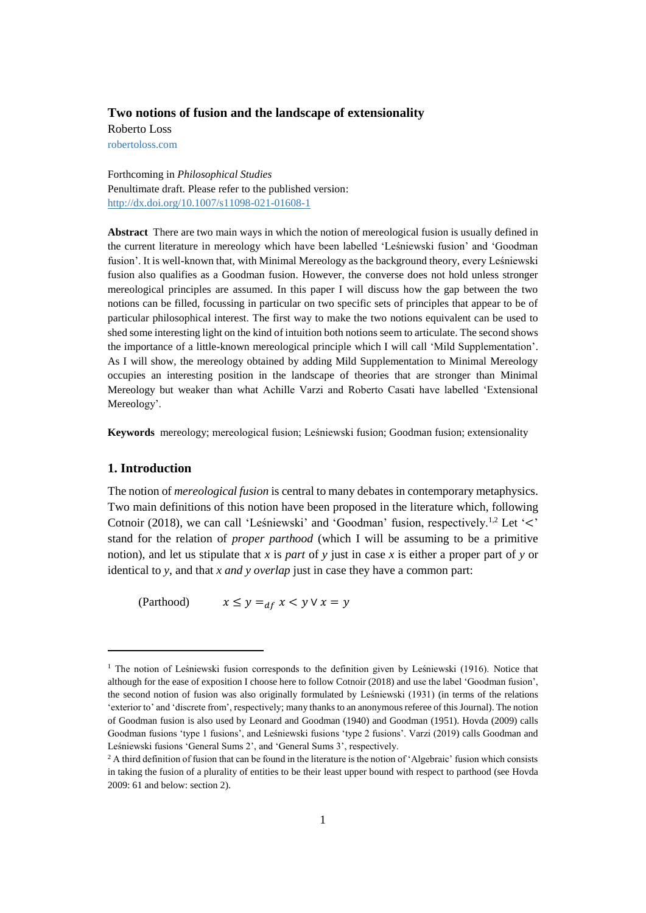# Two notions of fusion and the landscape of extensionality

Roberto Loss

robertoloss.com

Forthcoming in *Philosophical Studies*

Penultimate draft. Please refer to the published version: http://dx.doi.org/10.1007/s11098-021-01608-1

**Abstract** There are two main ways in which the notion of mereological fusion is usually defined in the current literature in mereology which have been labelled 'Leśniewski fusion' and 'Goodman fusion'. It is well-known that, with Minimal Mereology as the background theory, every Leśniewski fusion also qualifies as a Goodman fusion. However, the converse does not hold unless stronger mereological principles are assumed. In this paper I will discuss how the gap between the two notions can be filled, focussing in particular on two specific sets of principles that appear to be of particular philosophical interest. The first way to make the two notions equivalent can be used to shed some interesting light on the kind of intuition both notions seem to articulate. The second shows the importance of a little-known mereological principle which I will call 'Mild Supplementation'. As I will show, the mereology obtained by adding Mild Supplementation to Minimal Mereology occupies an interesting position in the landscape of theories that are stronger than Minimal Mereology but weaker than what Achille Varzi and Roberto Casati have labelled 'Extensional Mereology'.

**Keywords** mereology; mereological fusion; Leśniewski fusion; Goodman fusion; extensionality

## 1. Introduction

The notion of *mereological fusion* is central to many debates in contemporary metaphysics. Two main definitions of this notion have been proposed in the literature which, following Cotnoir (2018), we can call 'Leśniewski' and 'Goodman' fusion, respectively.[1,2] Let '$<$' stand for the relation of *proper parthood* (which I will be assuming to be a primitive notion), and let us stipulate that *x* is *part* of *y* just in case *x* is either a proper part of *y* or identical to *y*, and that *x and y overlap* just in case they have a common part:

(Parthood) $\quad x \leq y =_{df} x < y \vee x = y$

[1] The notion of Leśniewski fusion corresponds to the definition given by Leśniewski (1916). Notice that although for the ease of exposition I choose here to follow Cotnoir (2018) and use the label 'Goodman fusion', the second notion of fusion was also originally formulated by Leśniewski (1931) (in terms of the relations 'exterior to' and 'discrete from', respectively; many thanks to an anonymous referee of this Journal). The notion of Goodman fusion is also used by Leonard and Goodman (1940) and Goodman (1951). Hovda (2009) calls Goodman fusions 'type 1 fusions', and Leśniewski fusions 'type 2 fusions'. Varzi (2019) calls Goodman and Leśniewski fusions 'General Sums 2', and 'General Sums 3', respectively.

[2] A third definition of fusion that can be found in the literature is the notion of 'Algebraic' fusion which consists in taking the fusion of a plurality of entities to be their least upper bound with respect to parthood (see Hovda 2009: 61 and below: section 2).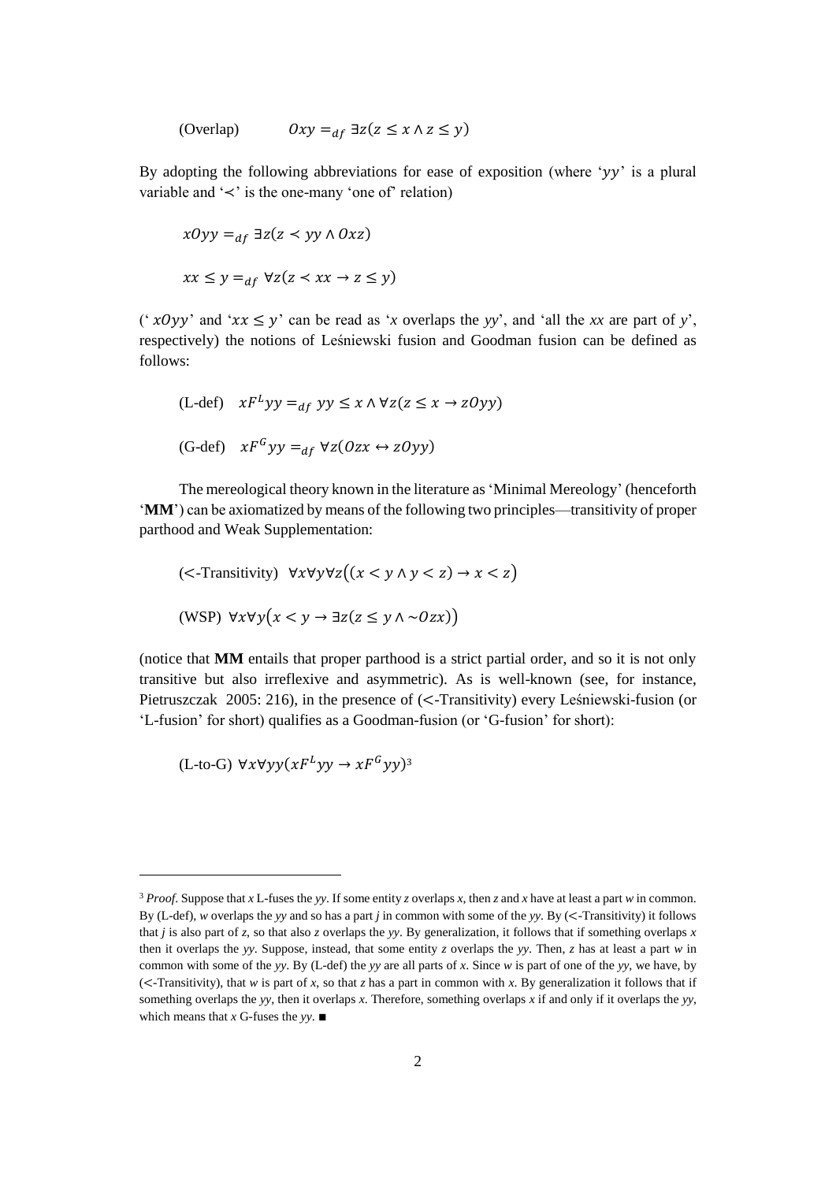(Overlap) $\quad Oxy =_{df} \exists z(z \leq x \land z \leq y)$

By adopting the following abbreviations for ease of exposition (where '$yy$' is a plural variable and '$\prec$' is the one-many 'one of' relation)

$$xOyy =_{df} \exists z(z \prec yy \land Oxz)$$

$$xx \leq y =_{df} \forall z(z \prec xx \to z \leq y)$$

('$xOyy$' and '$xx \leq y$' can be read as '*x* overlaps the *yy*', and 'all the *xx* are part of *y*', respectively) the notions of Leśniewski fusion and Goodman fusion can be defined as follows:

(L-def) $\quad xF^L yy =_{df} yy \leq x \land \forall z(z \leq x \to zOyy)$

(G-def) $\quad xF^G yy =_{df} \forall z(Ozx \leftrightarrow zOyy)$

The mereological theory known in the literature as 'Minimal Mereology' (henceforth '**MM**') can be axiomatized by means of the following two principles—transitivity of proper parthood and Weak Supplementation:

($<$-Transitivity) $\quad \forall x \forall y \forall z\big((x < y \land y < z) \to x < z\big)$

(WSP) $\quad \forall x \forall y\big(x < y \to \exists z(z \leq y \land {\sim}Ozx)\big)$

(notice that **MM** entails that proper parthood is a strict partial order, and so it is not only transitive but also irreflexive and asymmetric). As is well-known (see, for instance, Pietruszczak 2005: 216), in the presence of ($<$-Transitivity) every Leśniewski-fusion (or 'L-fusion' for short) qualifies as a Goodman-fusion (or 'G-fusion' for short):

(L-to-G) $\quad \forall x \forall yy(xF^L yy \to xF^G yy)$[3]

---

[3] *Proof*. Suppose that *x* L-fuses the *yy*. If some entity *z* overlaps *x*, then *z* and *x* have at least a part *w* in common. By (L-def), *w* overlaps the *yy* and so has a part *j* in common with some of the *yy*. By ($<$-Transitivity) it follows that *j* is also part of *z*, so that also *z* overlaps the *yy*. By generalization, it follows that if something overlaps *x* then it overlaps the *yy*. Suppose, instead, that some entity *z* overlaps the *yy*. Then, *z* has at least a part *w* in common with some of the *yy*. By (L-def) the *yy* are all parts of *x*. Since *w* is part of one of the *yy*, we have, by ($<$-Transitivity), that *w* is part of *x*, so that *z* has a part in common with *x*. By generalization it follows that if something overlaps the *yy*, then it overlaps *x*. Therefore, something overlaps *x* if and only if it overlaps the *yy*, which means that *x* G-fuses the *yy*. ■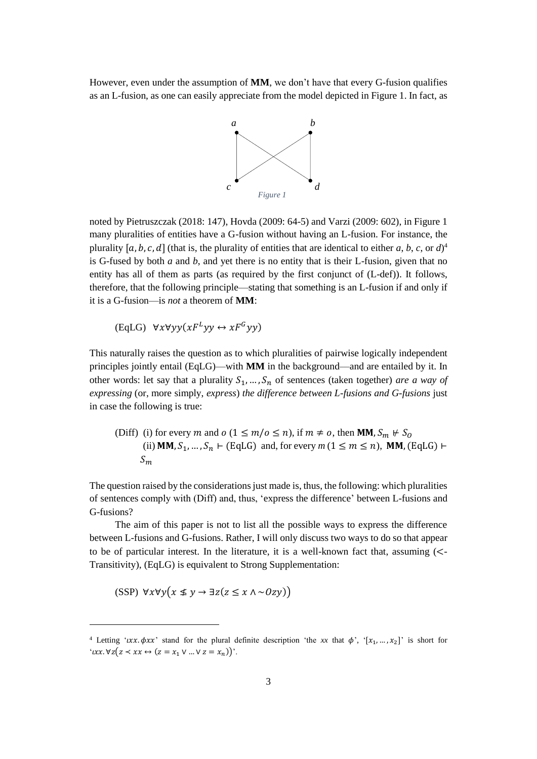However, even under the assumption of **MM**, we don't have that every G-fusion qualifies as an L-fusion, as one can easily appreciate from the model depicted in Figure 1. In fact, as

*Figure 1*

noted by Pietruszczak (2018: 147), Hovda (2009: 64-5) and Varzi (2009: 602), in Figure 1 many pluralities of entities have a G-fusion without having an L-fusion. For instance, the plurality $[a, b, c, d]$ (that is, the plurality of entities that are identical to either *a*, *b*, *c*, or *d*)[4] is G-fused by both *a* and *b*, and yet there is no entity that is their L-fusion, given that no entity has all of them as parts (as required by the first conjunct of (L-def)). It follows, therefore, that the following principle—stating that something is an L-fusion if and only if it is a G-fusion—is *not* a theorem of **MM**:

(EqLG) $\forall x \forall yy(xF^{L}yy \leftrightarrow xF^{G}yy)$

This naturally raises the question as to which pluralities of pairwise logically independent principles jointly entail (EqLG)—with **MM** in the background—and are entailed by it. In other words: let say that a plurality $S_1, \ldots, S_n$ of sentences (taken together) *are a way of expressing* (or, more simply, *express*) *the difference between L-fusions and G-fusions* just in case the following is true:

(Diff) (i) for every $m$ and $o$ $(1 \leq m/o \leq n)$, if $m \neq o$, then **MM**, $S_m \nvdash S_o$
(ii) **MM**, $S_1, \ldots, S_n \vdash$ (EqLG) and, for every $m$ $(1 \leq m \leq n)$, **MM**, (EqLG) $\vdash S_m$

The question raised by the considerations just made is, thus, the following: which pluralities of sentences comply with (Diff) and, thus, 'express the difference' between L-fusions and G-fusions?

The aim of this paper is not to list all the possible ways to express the difference between L-fusions and G-fusions. Rather, I will only discuss two ways to do so that appear to be of particular interest. In the literature, it is a well-known fact that, assuming (<-Transitivity), (EqLG) is equivalent to Strong Supplementation:

(SSP) $\forall x \forall y(x \nleq y \to \exists z(z \leq x \wedge \sim Ozy))$

[4] Letting '$\iota xx.\phi xx$' stand for the plural definite description 'the *xx* that $\phi$', '$[x_1, \ldots, x_2]$' is short for '$\iota xx.\forall z(z \prec xx \leftrightarrow (z = x_1 \vee \ldots \vee z = x_n))$'.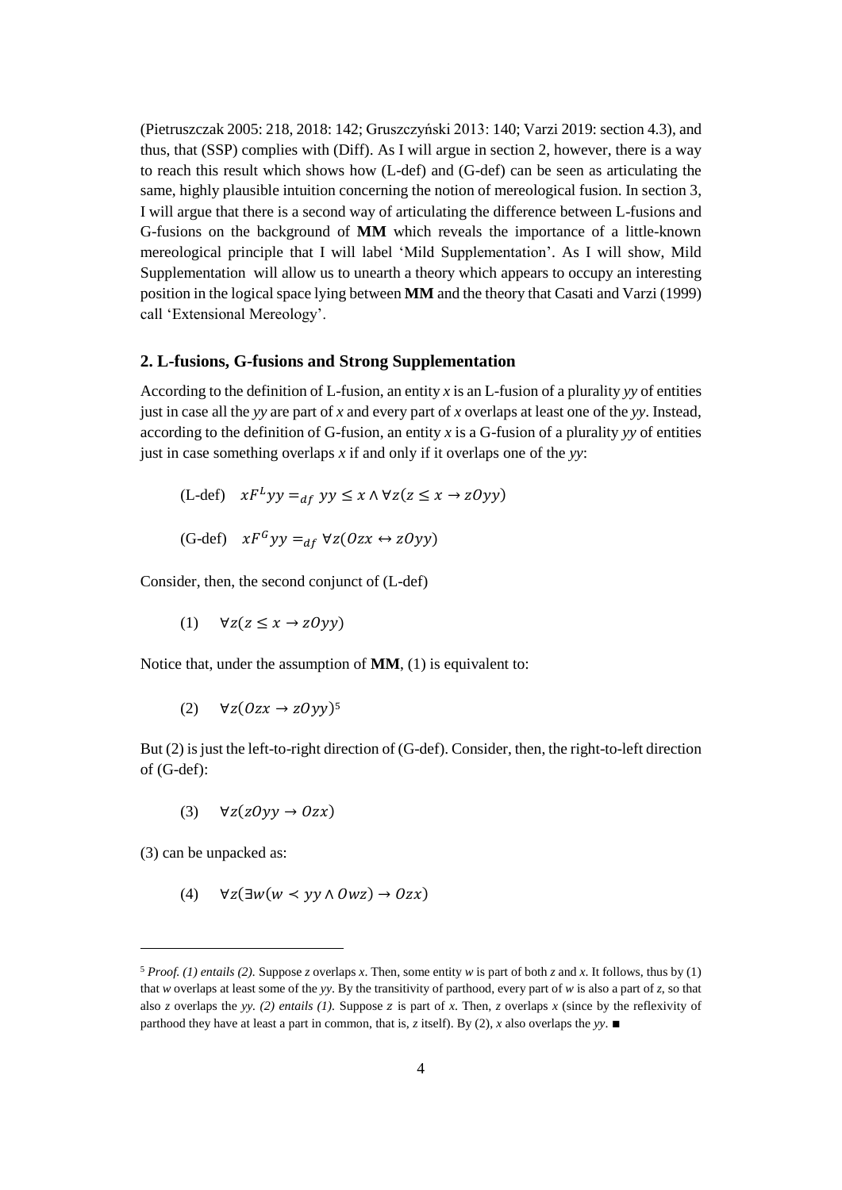(Pietruszczak 2005: 218, 2018: 142; Gruszczyński 2013: 140; Varzi 2019: section 4.3), and thus, that (SSP) complies with (Diff). As I will argue in section 2, however, there is a way to reach this result which shows how (L-def) and (G-def) can be seen as articulating the same, highly plausible intuition concerning the notion of mereological fusion. In section 3, I will argue that there is a second way of articulating the difference between L-fusions and G-fusions on the background of **MM** which reveals the importance of a little-known mereological principle that I will label 'Mild Supplementation'. As I will show, Mild Supplementation will allow us to unearth a theory which appears to occupy an interesting position in the logical space lying between **MM** and the theory that Casati and Varzi (1999) call 'Extensional Mereology'.

## 2. L-fusions, G-fusions and Strong Supplementation

According to the definition of L-fusion, an entity *x* is an L-fusion of a plurality *yy* of entities just in case all the *yy* are part of *x* and every part of *x* overlaps at least one of the *yy*. Instead, according to the definition of G-fusion, an entity *x* is a G-fusion of a plurality *yy* of entities just in case something overlaps *x* if and only if it overlaps one of the *yy*:

(L-def) $\quad xF^L yy =_{df} yy \leq x \wedge \forall z(z \leq x \rightarrow zOyy)$

(G-def) $\quad xF^G yy =_{df} \forall z(Ozx \leftrightarrow zOyy)$

Consider, then, the second conjunct of (L-def)

(1) $\quad \forall z(z \leq x \rightarrow zOyy)$

Notice that, under the assumption of **MM**, (1) is equivalent to:

(2) $\quad \forall z(Ozx \rightarrow zOyy)$[5]

But (2) is just the left-to-right direction of (G-def). Consider, then, the right-to-left direction of (G-def):

(3) $\quad \forall z(zOyy \rightarrow Ozx)$

(3) can be unpacked as:

(4) $\quad \forall z(\exists w(w \prec yy \wedge Owz) \rightarrow Ozx)$

---

[5] *Proof. (1) entails (2).* Suppose *z* overlaps *x*. Then, some entity *w* is part of both *z* and *x*. It follows, thus by (1) that *w* overlaps at least some of the *yy*. By the transitivity of parthood, every part of *w* is also a part of *z*, so that also *z* overlaps the *yy*. *(2) entails (1).* Suppose *z* is part of *x*. Then, *z* overlaps *x* (since by the reflexivity of parthood they have at least a part in common, that is, *z* itself). By (2), *x* also overlaps the *yy*. ■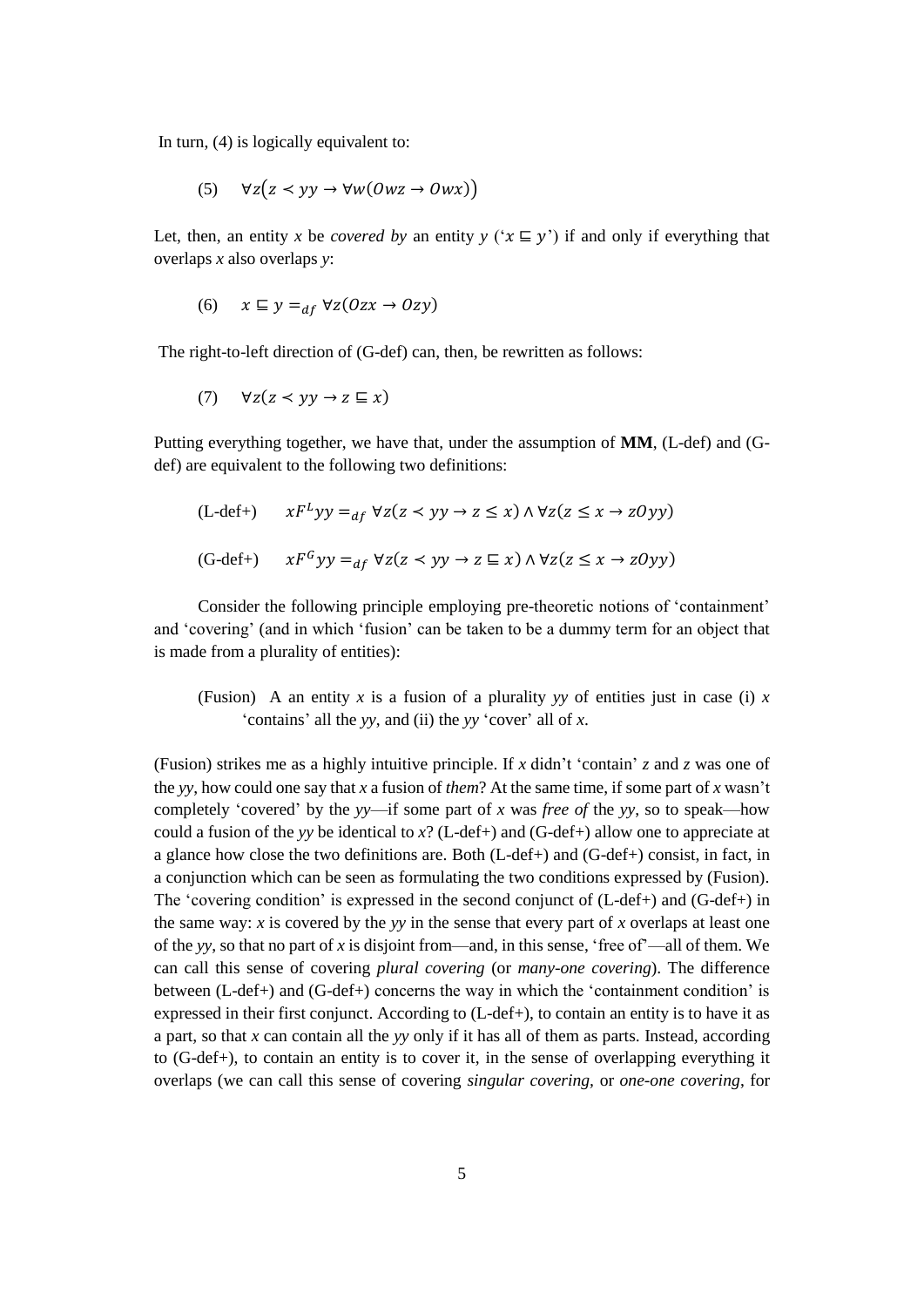In turn, (4) is logically equivalent to:

(5) $\forall z(z \prec yy \to \forall w(Owz \to Owx))$

Let, then, an entity *x* be *covered by* an entity *y* ('$x \sqsubseteq y$') if and only if everything that overlaps *x* also overlaps *y*:

(6) $x \sqsubseteq y =_{df} \forall z(Ozx \to Ozy)$

The right-to-left direction of (G-def) can, then, be rewritten as follows:

(7) $\forall z(z \prec yy \to z \sqsubseteq x)$

Putting everything together, we have that, under the assumption of **MM**, (L-def) and (G-def) are equivalent to the following two definitions:

(L-def+) $xF^{L}yy =_{df} \forall z(z \prec yy \to z \leq x) \land \forall z(z \leq x \to zOyy)$

(G-def+) $xF^{G}yy =_{df} \forall z(z \prec yy \to z \sqsubseteq x) \land \forall z(z \leq x \to zOyy)$

Consider the following principle employing pre-theoretic notions of 'containment' and 'covering' (and in which 'fusion' can be taken to be a dummy term for an object that is made from a plurality of entities):

(Fusion) A an entity *x* is a fusion of a plurality *yy* of entities just in case (i) *x* 'contains' all the *yy*, and (ii) the *yy* 'cover' all of *x*.

(Fusion) strikes me as a highly intuitive principle. If *x* didn't 'contain' *z* and *z* was one of the *yy*, how could one say that *x* a fusion of *them*? At the same time, if some part of *x* wasn't completely 'covered' by the *yy*—if some part of *x* was *free of* the *yy*, so to speak—how could a fusion of the *yy* be identical to *x*? (L-def+) and (G-def+) allow one to appreciate at a glance how close the two definitions are. Both (L-def+) and (G-def+) consist, in fact, in a conjunction which can be seen as formulating the two conditions expressed by (Fusion). The 'covering condition' is expressed in the second conjunct of (L-def+) and (G-def+) in the same way: *x* is covered by the *yy* in the sense that every part of *x* overlaps at least one of the *yy*, so that no part of *x* is disjoint from—and, in this sense, 'free of'—all of them. We can call this sense of covering *plural covering* (or *many-one covering*). The difference between (L-def+) and (G-def+) concerns the way in which the 'containment condition' is expressed in their first conjunct. According to (L-def+), to contain an entity is to have it as a part, so that *x* can contain all the *yy* only if it has all of them as parts. Instead, according to (G-def+), to contain an entity is to cover it, in the sense of overlapping everything it overlaps (we can call this sense of covering *singular covering*, or *one-one covering*, for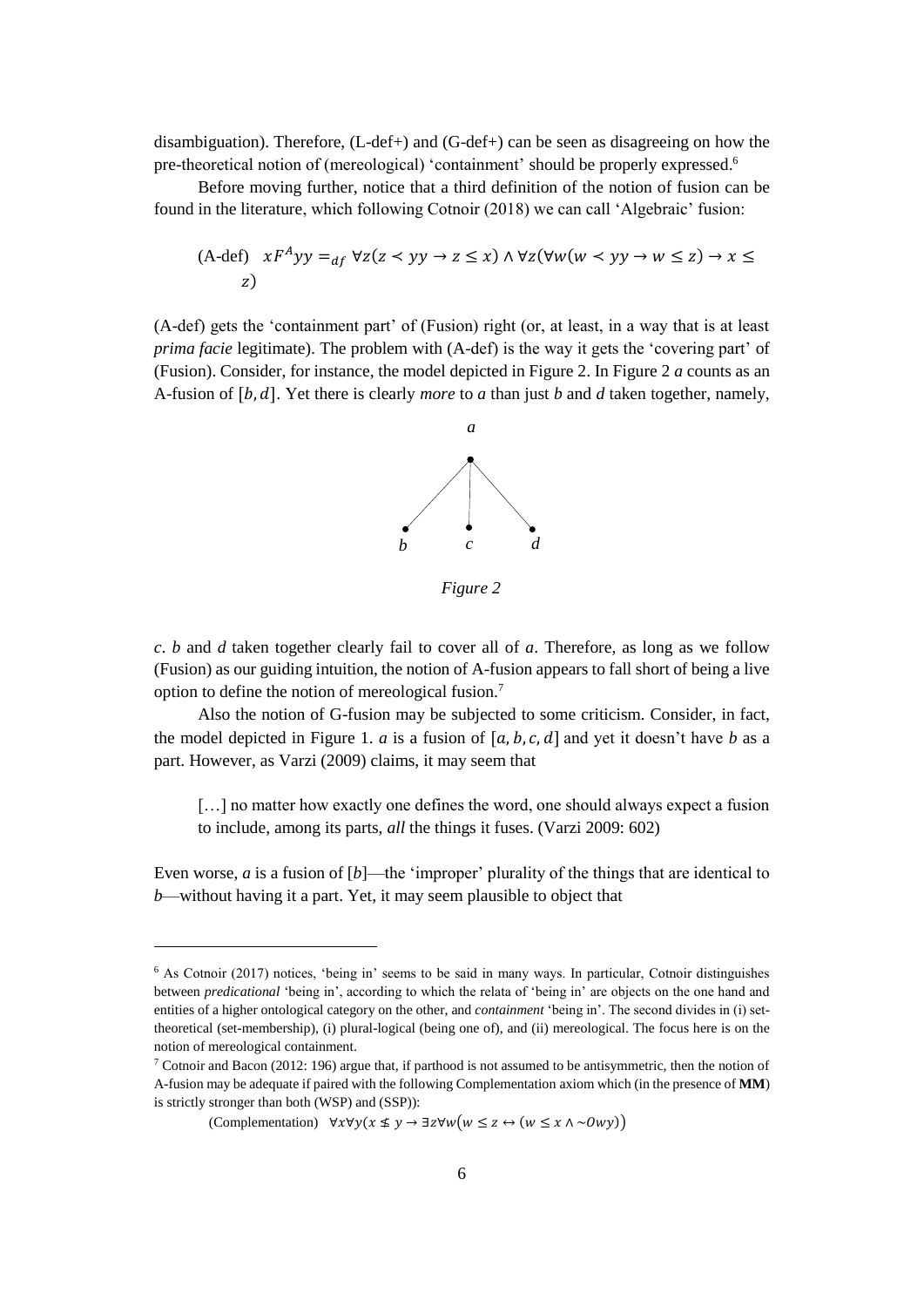disambiguation). Therefore, (L-def+) and (G-def+) can be seen as disagreeing on how the pre-theoretical notion of (mereological) 'containment' should be properly expressed.[6]

Before moving further, notice that a third definition of the notion of fusion can be found in the literature, which following Cotnoir (2018) we can call 'Algebraic' fusion:

$$\text{(A-def)} \quad xF^{A}yy =_{df} \forall z(z \prec yy \rightarrow z \leq x) \wedge \forall z(\forall w(w \prec yy \rightarrow w \leq z) \rightarrow x \leq z)$$

(A-def) gets the 'containment part' of (Fusion) right (or, at least, in a way that is at least *prima facie* legitimate). The problem with (A-def) is the way it gets the 'covering part' of (Fusion). Consider, for instance, the model depicted in Figure 2. In Figure 2 *a* counts as an A-fusion of $[b, d]$. Yet there is clearly *more* to *a* than just *b* and *d* taken together, namely, *c*. *b* and *d* taken together clearly fail to cover all of *a*. Therefore, as long as we follow (Fusion) as our guiding intuition, the notion of A-fusion appears to fall short of being a live option to define the notion of mereological fusion.[7]

*Figure 2*

Also the notion of G-fusion may be subjected to some criticism. Consider, in fact, the model depicted in Figure 1. *a* is a fusion of $[a, b, c, d]$ and yet it doesn't have *b* as a part. However, as Varzi (2009) claims, it may seem that

> […] no matter how exactly one defines the word, one should always expect a fusion to include, among its parts, *all* the things it fuses. (Varzi 2009: 602)

Even worse, *a* is a fusion of $[b]$—the 'improper' plurality of the things that are identical to *b*—without having it a part. Yet, it may seem plausible to object that

---

[6] As Cotnoir (2017) notices, 'being in' seems to be said in many ways. In particular, Cotnoir distinguishes between *predicational* 'being in', according to which the relata of 'being in' are objects on the one hand and entities of a higher ontological category on the other, and *containment* 'being in'. The second divides in (i) set-theoretical (set-membership), (i) plural-logical (being one of), and (ii) mereological. The focus here is on the notion of mereological containment.

[7] Cotnoir and Bacon (2012: 196) argue that, if parthood is not assumed to be antisymmetric, then the notion of A-fusion may be adequate if paired with the following Complementation axiom which (in the presence of **MM**) is strictly stronger than both (WSP) and (SSP)):

$$\text{(Complementation)} \quad \forall x \forall y(x \nleq y \rightarrow \exists z \forall w(w \leq z \leftrightarrow (w \leq x \wedge \sim Owy))$$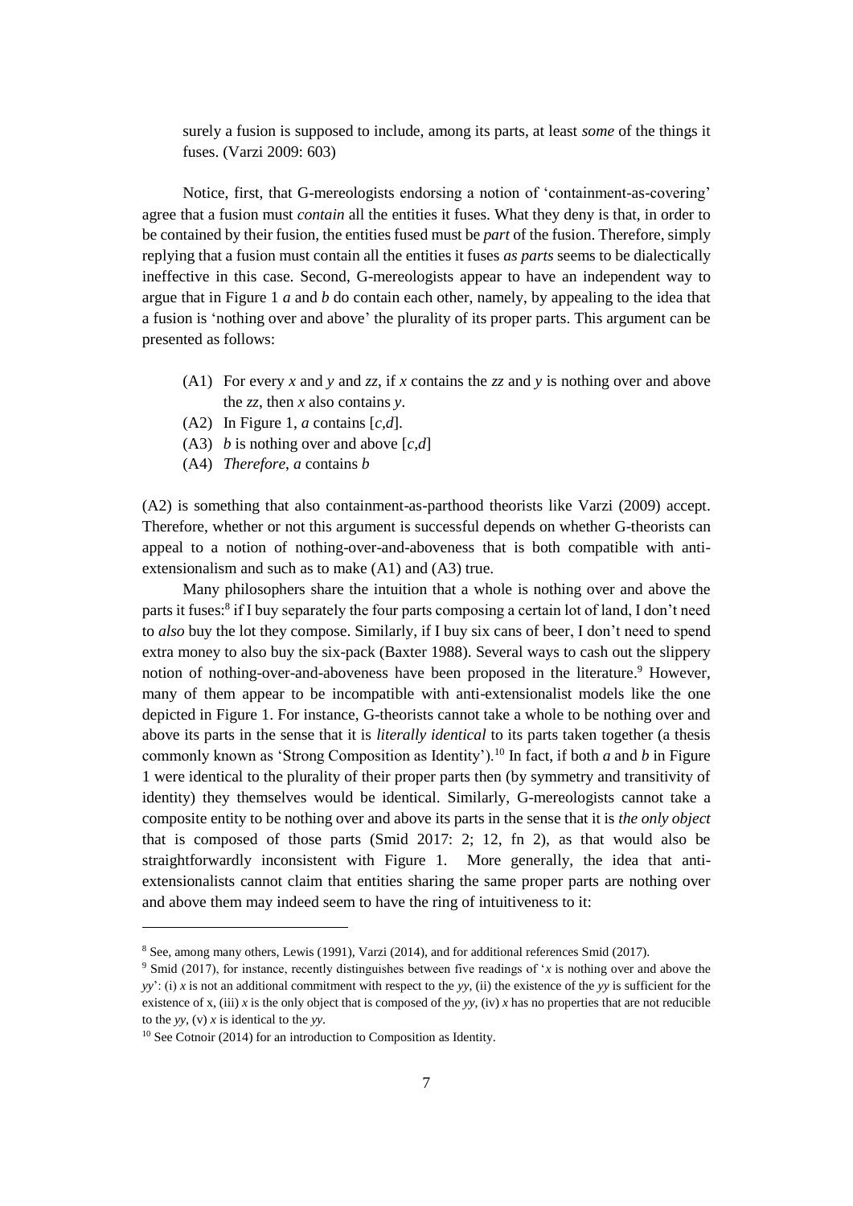surely a fusion is supposed to include, among its parts, at least *some* of the things it fuses. (Varzi 2009: 603)

Notice, first, that G-mereologists endorsing a notion of 'containment-as-covering' agree that a fusion must *contain* all the entities it fuses. What they deny is that, in order to be contained by their fusion, the entities fused must be *part* of the fusion. Therefore, simply replying that a fusion must contain all the entities it fuses *as parts* seems to be dialectically ineffective in this case. Second, G-mereologists appear to have an independent way to argue that in Figure 1 *a* and *b* do contain each other, namely, by appealing to the idea that a fusion is 'nothing over and above' the plurality of its proper parts. This argument can be presented as follows:

- (A1) For every *x* and *y* and *zz*, if *x* contains the *zz* and *y* is nothing over and above the *zz*, then *x* also contains *y*.
- (A2) In Figure 1, *a* contains [*c*,*d*].
- (A3) *b* is nothing over and above [*c*,*d*]
- (A4) *Therefore*, *a* contains *b*

(A2) is something that also containment-as-parthood theorists like Varzi (2009) accept. Therefore, whether or not this argument is successful depends on whether G-theorists can appeal to a notion of nothing-over-and-aboveness that is both compatible with anti-extensionalism and such as to make (A1) and (A3) true.

Many philosophers share the intuition that a whole is nothing over and above the parts it fuses:[8] if I buy separately the four parts composing a certain lot of land, I don't need to *also* buy the lot they compose. Similarly, if I buy six cans of beer, I don't need to spend extra money to also buy the six-pack (Baxter 1988). Several ways to cash out the slippery notion of nothing-over-and-aboveness have been proposed in the literature.[9] However, many of them appear to be incompatible with anti-extensionalist models like the one depicted in Figure 1. For instance, G-theorists cannot take a whole to be nothing over and above its parts in the sense that it is *literally identical* to its parts taken together (a thesis commonly known as 'Strong Composition as Identity').[10] In fact, if both *a* and *b* in Figure 1 were identical to the plurality of their proper parts then (by symmetry and transitivity of identity) they themselves would be identical. Similarly, G-mereologists cannot take a composite entity to be nothing over and above its parts in the sense that it is *the only object* that is composed of those parts (Smid 2017: 2; 12, fn 2), as that would also be straightforwardly inconsistent with Figure 1. More generally, the idea that anti-extensionalists cannot claim that entities sharing the same proper parts are nothing over and above them may indeed seem to have the ring of intuitiveness to it:

---

[8] See, among many others, Lewis (1991), Varzi (2014), and for additional references Smid (2017).

[9] Smid (2017), for instance, recently distinguishes between five readings of '*x* is nothing over and above the *yy*': (i) *x* is not an additional commitment with respect to the *yy*, (ii) the existence of the *yy* is sufficient for the existence of x, (iii) *x* is the only object that is composed of the *yy*, (iv) *x* has no properties that are not reducible to the *yy*, (v) *x* is identical to the *yy*.

[10] See Cotnoir (2014) for an introduction to Composition as Identity.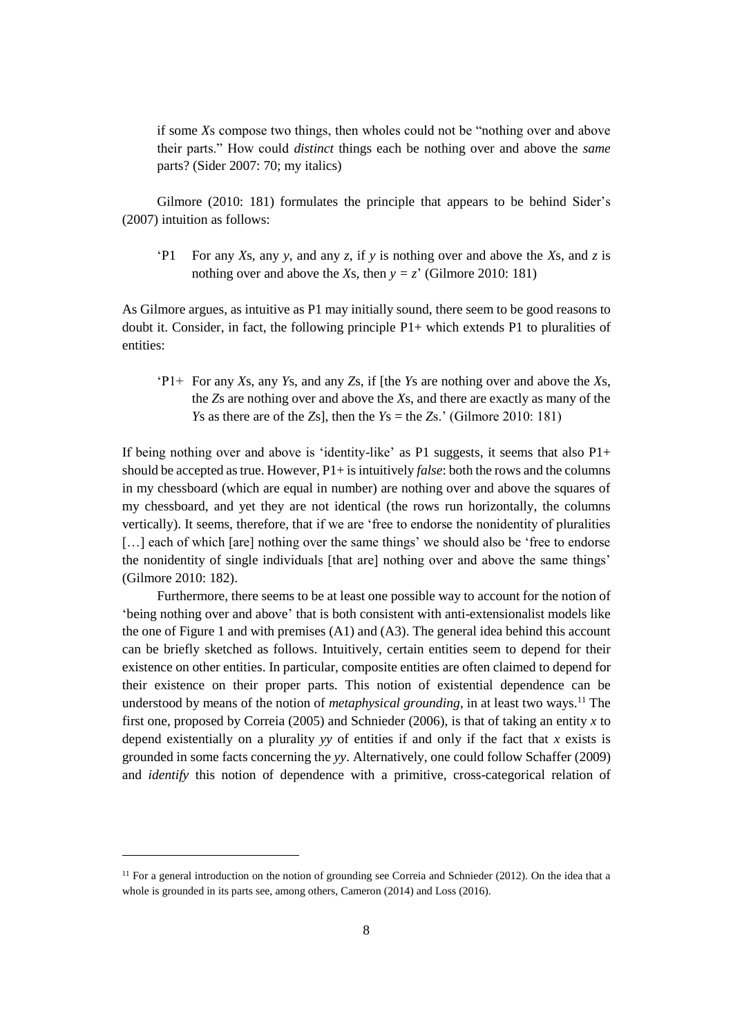> if some *X*s compose two things, then wholes could not be "nothing over and above their parts." How could *distinct* things each be nothing over and above the *same* parts? (Sider 2007: 70; my italics)

Gilmore (2010: 181) formulates the principle that appears to be behind Sider's (2007) intuition as follows:

> 'P1 For any *X*s, any *y*, and any *z*, if *y* is nothing over and above the *X*s, and *z* is nothing over and above the *X*s, then *y* = *z*' (Gilmore 2010: 181)

As Gilmore argues, as intuitive as P1 may initially sound, there seem to be good reasons to doubt it. Consider, in fact, the following principle P1+ which extends P1 to pluralities of entities:

> 'P1+ For any *X*s, any *Y*s, and any *Z*s, if [the *Y*s are nothing over and above the *X*s, the *Z*s are nothing over and above the *X*s, and there are exactly as many of the *Y*s as there are of the *Z*s], then the *Y*s = the *Z*s.' (Gilmore 2010: 181)

If being nothing over and above is 'identity-like' as P1 suggests, it seems that also P1+ should be accepted as true. However, P1+ is intuitively *false*: both the rows and the columns in my chessboard (which are equal in number) are nothing over and above the squares of my chessboard, and yet they are not identical (the rows run horizontally, the columns vertically). It seems, therefore, that if we are 'free to endorse the nonidentity of pluralities [...] each of which [are] nothing over the same things' we should also be 'free to endorse the nonidentity of single individuals [that are] nothing over and above the same things' (Gilmore 2010: 182).

Furthermore, there seems to be at least one possible way to account for the notion of 'being nothing over and above' that is both consistent with anti-extensionalist models like the one of Figure 1 and with premises (A1) and (A3). The general idea behind this account can be briefly sketched as follows. Intuitively, certain entities seem to depend for their existence on other entities. In particular, composite entities are often claimed to depend for their existence on their proper parts. This notion of existential dependence can be understood by means of the notion of *metaphysical grounding*, in at least two ways.[11] The first one, proposed by Correia (2005) and Schnieder (2006), is that of taking an entity *x* to depend existentially on a plurality *yy* of entities if and only if the fact that *x* exists is grounded in some facts concerning the *yy*. Alternatively, one could follow Schaffer (2009) and *identify* this notion of dependence with a primitive, cross-categorical relation of

[11] For a general introduction on the notion of grounding see Correia and Schnieder (2012). On the idea that a whole is grounded in its parts see, among others, Cameron (2014) and Loss (2016).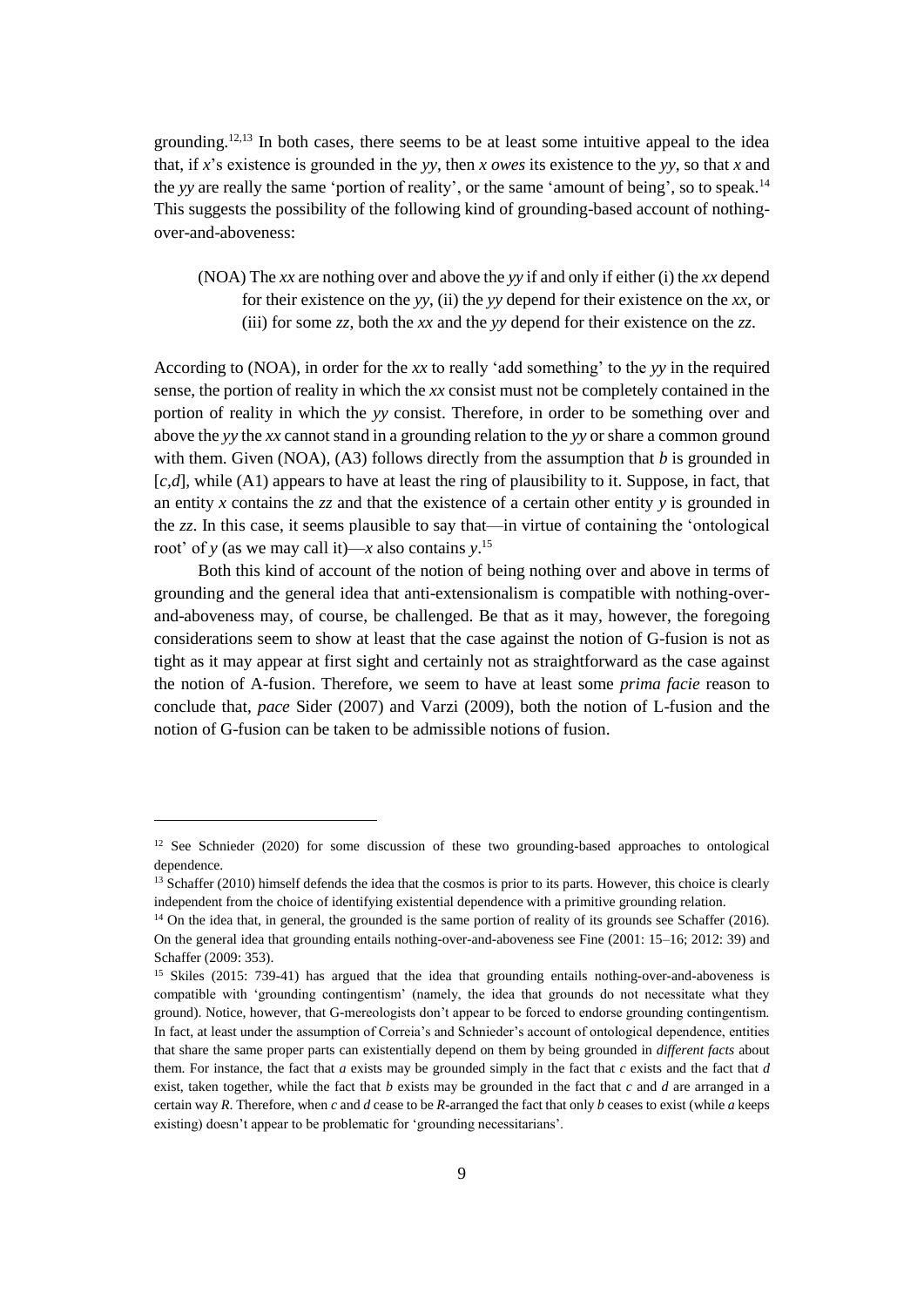grounding.[12,13] In both cases, there seems to be at least some intuitive appeal to the idea that, if *x*'s existence is grounded in the *yy*, then *x* *owes* its existence to the *yy*, so that *x* and the *yy* are really the same 'portion of reality', or the same 'amount of being', so to speak.[14] This suggests the possibility of the following kind of grounding-based account of nothing-over-and-aboveness:

> (NOA) The *xx* are nothing over and above the *yy* if and only if either (i) the *xx* depend for their existence on the *yy*, (ii) the *yy* depend for their existence on the *xx*, or (iii) for some *zz*, both the *xx* and the *yy* depend for their existence on the *zz*.

According to (NOA), in order for the *xx* to really 'add something' to the *yy* in the required sense, the portion of reality in which the *xx* consist must not be completely contained in the portion of reality in which the *yy* consist. Therefore, in order to be something over and above the *yy* the *xx* cannot stand in a grounding relation to the *yy* or share a common ground with them. Given (NOA), (A3) follows directly from the assumption that *b* is grounded in [*c*,*d*], while (A1) appears to have at least the ring of plausibility to it. Suppose, in fact, that an entity *x* contains the *zz* and that the existence of a certain other entity *y* is grounded in the *zz*. In this case, it seems plausible to say that—in virtue of containing the 'ontological root' of *y* (as we may call it)—*x* also contains *y*.[15]

Both this kind of account of the notion of being nothing over and above in terms of grounding and the general idea that anti-extensionalism is compatible with nothing-over-and-aboveness may, of course, be challenged. Be that as it may, however, the foregoing considerations seem to show at least that the case against the notion of G-fusion is not as tight as it may appear at first sight and certainly not as straightforward as the case against the notion of A-fusion. Therefore, we seem to have at least some *prima facie* reason to conclude that, *pace* Sider (2007) and Varzi (2009), both the notion of L-fusion and the notion of G-fusion can be taken to be admissible notions of fusion.

---

[12] See Schnieder (2020) for some discussion of these two grounding-based approaches to ontological dependence.

[13] Schaffer (2010) himself defends the idea that the cosmos is prior to its parts. However, this choice is clearly independent from the choice of identifying existential dependence with a primitive grounding relation.

[14] On the idea that, in general, the grounded is the same portion of reality of its grounds see Schaffer (2016). On the general idea that grounding entails nothing-over-and-aboveness see Fine (2001: 15–16; 2012: 39) and Schaffer (2009: 353).

[15] Skiles (2015: 739-41) has argued that the idea that grounding entails nothing-over-and-aboveness is compatible with 'grounding contingentism' (namely, the idea that grounds do not necessitate what they ground). Notice, however, that G-mereologists don't appear to be forced to endorse grounding contingentism. In fact, at least under the assumption of Correia's and Schnieder's account of ontological dependence, entities that share the same proper parts can existentially depend on them by being grounded in *different facts* about them. For instance, the fact that *a* exists may be grounded simply in the fact that *c* exists and the fact that *d* exist, taken together, while the fact that *b* exists may be grounded in the fact that *c* and *d* are arranged in a certain way *R*. Therefore, when *c* and *d* cease to be *R*-arranged the fact that only *b* ceases to exist (while *a* keeps existing) doesn't appear to be problematic for 'grounding necessitarians'.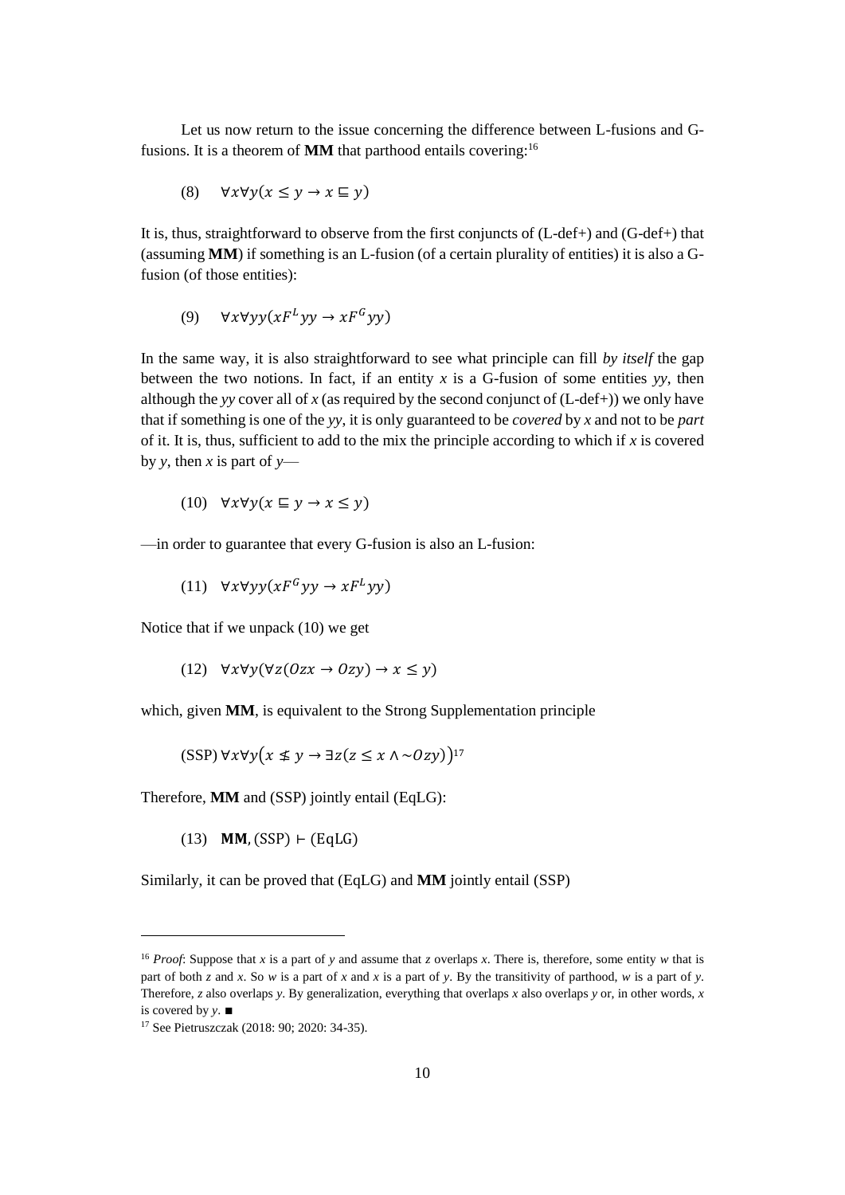Let us now return to the issue concerning the difference between L-fusions and G-fusions. It is a theorem of **MM** that parthood entails covering:[16]

(8) $\forall x \forall y(x \leq y \rightarrow x \sqsubseteq y)$

It is, thus, straightforward to observe from the first conjuncts of (L-def+) and (G-def+) that (assuming **MM**) if something is an L-fusion (of a certain plurality of entities) it is also a G-fusion (of those entities):

(9) $\forall x \forall yy(xF^L yy \rightarrow xF^G yy)$

In the same way, it is also straightforward to see what principle can fill *by itself* the gap between the two notions. In fact, if an entity *x* is a G-fusion of some entities *yy*, then although the *yy* cover all of *x* (as required by the second conjunct of (L-def+)) we only have that if something is one of the *yy*, it is only guaranteed to be *covered* by *x* and not to be *part* of it. It is, thus, sufficient to add to the mix the principle according to which if *x* is covered by *y*, then *x* is part of *y*—

(10) $\forall x \forall y(x \sqsubseteq y \rightarrow x \leq y)$

—in order to guarantee that every G-fusion is also an L-fusion:

(11) $\forall x \forall yy(xF^G yy \rightarrow xF^L yy)$

Notice that if we unpack (10) we get

(12) $\forall x \forall y(\forall z(Ozx \rightarrow Ozy) \rightarrow x \leq y)$

which, given **MM**, is equivalent to the Strong Supplementation principle

(SSP) $\forall x \forall y\big(x \nleq y \rightarrow \exists z(z \leq x \wedge {\sim}Ozy)\big)$[17]

Therefore, **MM** and (SSP) jointly entail (EqLG):

(13) **MM**, (SSP) $\vdash$ (EqLG)

Similarly, it can be proved that (EqLG) and **MM** jointly entail (SSP)

---

[16] *Proof*: Suppose that *x* is a part of *y* and assume that *z* overlaps *x*. There is, therefore, some entity *w* that is part of both *z* and *x*. So *w* is a part of *x* and *x* is a part of *y*. By the transitivity of parthood, *w* is a part of *y*. Therefore, *z* also overlaps *y*. By generalization, everything that overlaps *x* also overlaps *y* or, in other words, *x* is covered by *y*. ■

[17] See Pietruszczak (2018: 90; 2020: 34-35).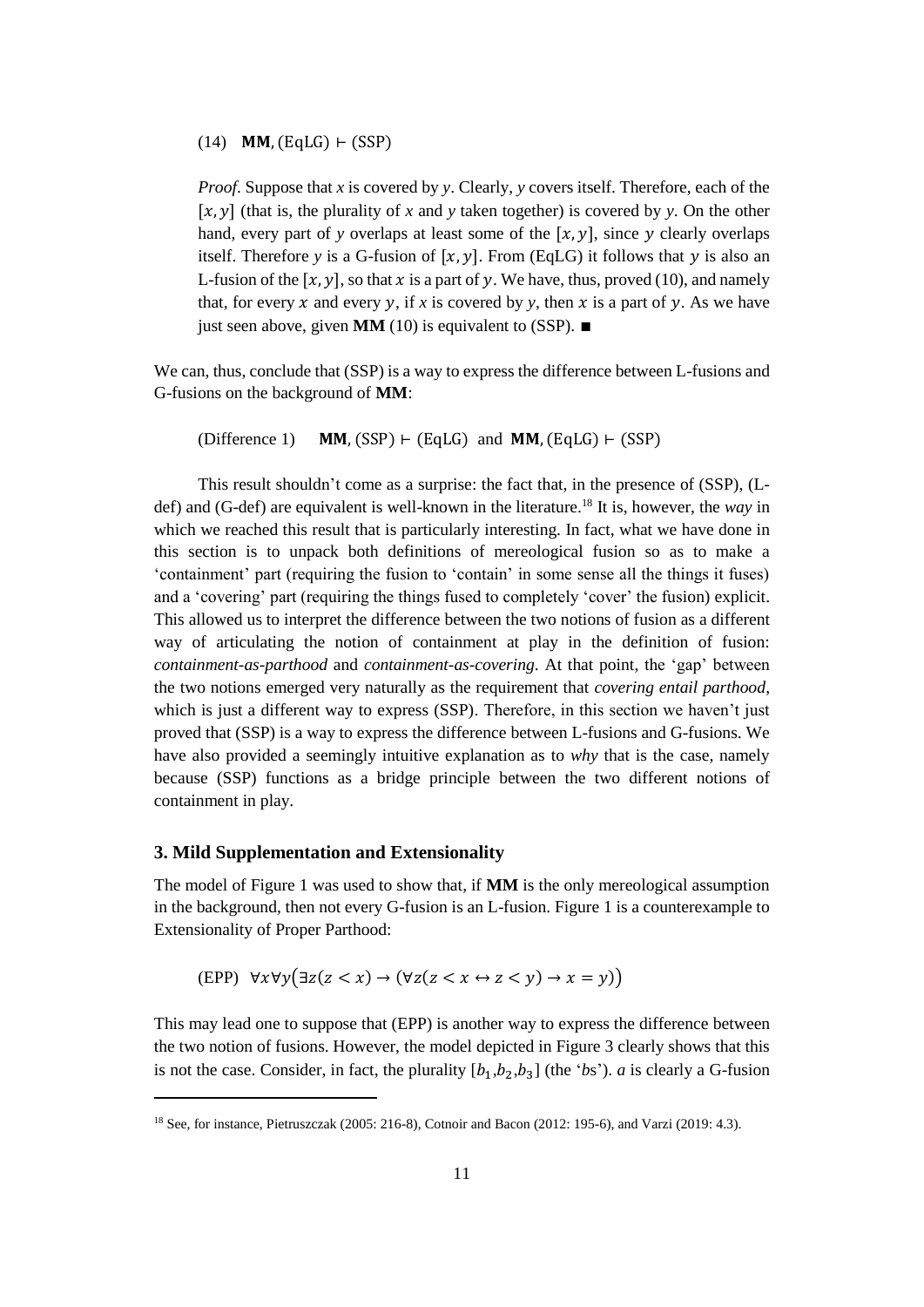(14) **MM**, (EqLG) ⊢ (SSP)

*Proof*. Suppose that *x* is covered by *y*. Clearly, *y* covers itself. Therefore, each of the $[x, y]$ (that is, the plurality of *x* and *y* taken together) is covered by *y*. On the other hand, every part of *y* overlaps at least some of the $[x, y]$, since $y$ clearly overlaps itself. Therefore *y* is a G-fusion of $[x, y]$. From (EqLG) it follows that $y$ is also an L-fusion of the $[x, y]$, so that $x$ is a part of $y$. We have, thus, proved (10), and namely that, for every $x$ and every $y$, if *x* is covered by *y*, then $x$ is a part of $y$. As we have just seen above, given **MM** (10) is equivalent to (SSP). ■

We can, thus, conclude that (SSP) is a way to express the difference between L-fusions and G-fusions on the background of **MM**:

(Difference 1) **MM**, (SSP) ⊢ (EqLG) and **MM**, (EqLG) ⊢ (SSP)

This result shouldn't come as a surprise: the fact that, in the presence of (SSP), (L-def) and (G-def) are equivalent is well-known in the literature.[18] It is, however, the *way* in which we reached this result that is particularly interesting. In fact, what we have done in this section is to unpack both definitions of mereological fusion so as to make a 'containment' part (requiring the fusion to 'contain' in some sense all the things it fuses) and a 'covering' part (requiring the things fused to completely 'cover' the fusion) explicit. This allowed us to interpret the difference between the two notions of fusion as a different way of articulating the notion of containment at play in the definition of fusion: *containment-as-parthood* and *containment-as-covering*. At that point, the 'gap' between the two notions emerged very naturally as the requirement that *covering entail parthood*, which is just a different way to express (SSP). Therefore, in this section we haven't just proved that (SSP) is a way to express the difference between L-fusions and G-fusions. We have also provided a seemingly intuitive explanation as to *why* that is the case, namely because (SSP) functions as a bridge principle between the two different notions of containment in play.

## 3. Mild Supplementation and Extensionality

The model of Figure 1 was used to show that, if **MM** is the only mereological assumption in the background, then not every G-fusion is an L-fusion. Figure 1 is a counterexample to Extensionality of Proper Parthood:

(EPP) $\forall x \forall y \big(\exists z(z < x) \rightarrow (\forall z(z < x \leftrightarrow z < y) \rightarrow x = y)\big)$

This may lead one to suppose that (EPP) is another way to express the difference between the two notion of fusions. However, the model depicted in Figure 3 clearly shows that this is not the case. Consider, in fact, the plurality $[b_1, b_2, b_3]$ (the '*b*s'). *a* is clearly a G-fusion

[18] See, for instance, Pietruszczak (2005: 216-8), Cotnoir and Bacon (2012: 195-6), and Varzi (2019: 4.3).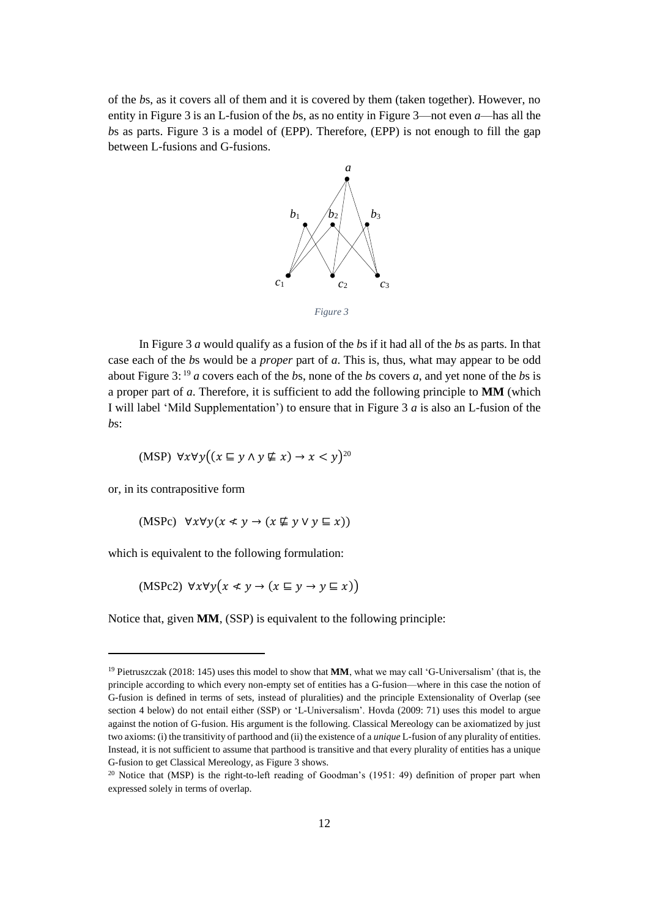of the *b*s, as it covers all of them and it is covered by them (taken together). However, no entity in Figure 3 is an L-fusion of the *b*s, as no entity in Figure 3—not even *a*—has all the *b*s as parts. Figure 3 is a model of (EPP). Therefore, (EPP) is not enough to fill the gap between L-fusions and G-fusions.

*Figure 3*

In Figure 3 *a* would qualify as a fusion of the *b*s if it had all of the *b*s as parts. In that case each of the *b*s would be a *proper* part of *a*. This is, thus, what may appear to be odd about Figure 3:[19] *a* covers each of the *b*s, none of the *b*s covers *a*, and yet none of the *b*s is a proper part of *a*. Therefore, it is sufficient to add the following principle to **MM** (which I will label 'Mild Supplementation') to ensure that in Figure 3 *a* is also an L-fusion of the *b*s:

(MSP) $\forall x \forall y \big((x \sqsubseteq y \wedge y \not\sqsubseteq x) \rightarrow x < y\big)$[20]

or, in its contrapositive form

(MSPc) $\forall x \forall y (x \not< y \rightarrow (x \not\sqsubseteq y \vee y \sqsubseteq x))$

which is equivalent to the following formulation:

(MSPc2) $\forall x \forall y \big(x \not< y \rightarrow (x \sqsubseteq y \rightarrow y \sqsubseteq x)\big)$

Notice that, given **MM**, (SSP) is equivalent to the following principle:

[19] Pietruszczak (2018: 145) uses this model to show that **MM**, what we may call 'G-Universalism' (that is, the principle according to which every non-empty set of entities has a G-fusion—where in this case the notion of G-fusion is defined in terms of sets, instead of pluralities) and the principle Extensionality of Overlap (see section 4 below) do not entail either (SSP) or 'L-Universalism'. Hovda (2009: 71) uses this model to argue against the notion of G-fusion. His argument is the following. Classical Mereology can be axiomatized by just two axioms: (i) the transitivity of parthood and (ii) the existence of a *unique* L-fusion of any plurality of entities. Instead, it is not sufficient to assume that parthood is transitive and that every plurality of entities has a unique G-fusion to get Classical Mereology, as Figure 3 shows.

[20] Notice that (MSP) is the right-to-left reading of Goodman's (1951: 49) definition of proper part when expressed solely in terms of overlap.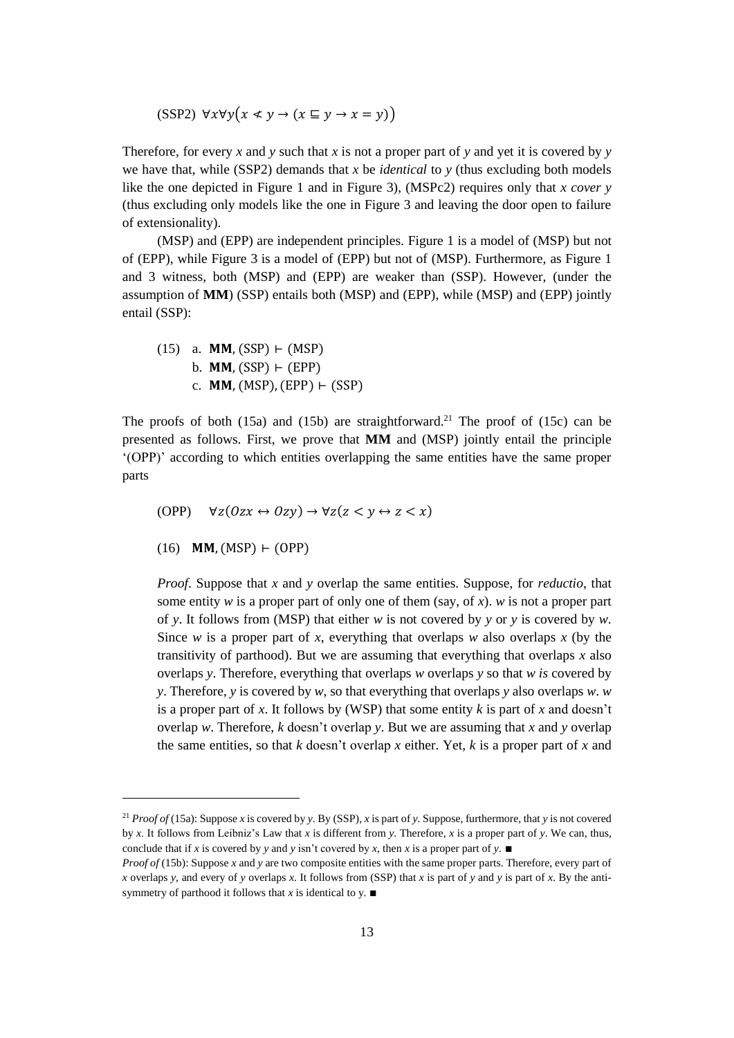(SSP2) $\forall x \forall y(x \nless y \to (x \sqsubseteq y \to x = y))$

Therefore, for every *x* and *y* such that *x* is not a proper part of *y* and yet it is covered by *y* we have that, while (SSP2) demands that *x* be *identical* to *y* (thus excluding both models like the one depicted in Figure 1 and in Figure 3), (MSPc2) requires only that *x cover y* (thus excluding only models like the one in Figure 3 and leaving the door open to failure of extensionality).

(MSP) and (EPP) are independent principles. Figure 1 is a model of (MSP) but not of (EPP), while Figure 3 is a model of (EPP) but not of (MSP). Furthermore, as Figure 1 and 3 witness, both (MSP) and (EPP) are weaker than (SSP). However, (under the assumption of **MM**) (SSP) entails both (MSP) and (EPP), while (MSP) and (EPP) jointly entail (SSP):

(15) a. $\mathbf{MM}, (\mathrm{SSP}) \vdash (\mathrm{MSP})$
b. $\mathbf{MM}, (\mathrm{SSP}) \vdash (\mathrm{EPP})$
c. $\mathbf{MM}, (\mathrm{MSP}), (\mathrm{EPP}) \vdash (\mathrm{SSP})$

The proofs of both (15a) and (15b) are straightforward.[21] The proof of (15c) can be presented as follows. First, we prove that **MM** and (MSP) jointly entail the principle '(OPP)' according to which entities overlapping the same entities have the same proper parts

(OPP) $\quad \forall z(Ozx \leftrightarrow Ozy) \to \forall z(z < y \leftrightarrow z < x)$

(16) $\mathbf{MM}, (\mathrm{MSP}) \vdash (\mathrm{OPP})$

*Proof*. Suppose that *x* and *y* overlap the same entities. Suppose, for *reductio*, that some entity *w* is a proper part of only one of them (say, of *x*). *w* is not a proper part of *y*. It follows from (MSP) that either *w* is not covered by *y* or *y* is covered by *w*. Since *w* is a proper part of *x*, everything that overlaps *w* also overlaps *x* (by the transitivity of parthood). But we are assuming that everything that overlaps *x* also overlaps *y*. Therefore, everything that overlaps *w* overlaps *y* so that *w is* covered by *y*. Therefore, *y* is covered by *w*, so that everything that overlaps *y* also overlaps *w*. *w* is a proper part of *x*. It follows by (WSP) that some entity *k* is part of *x* and doesn't overlap *w*. Therefore, *k* doesn't overlap *y*. But we are assuming that *x* and *y* overlap the same entities, so that *k* doesn't overlap *x* either. Yet, *k* is a proper part of *x* and

[21] *Proof of* (15a): Suppose *x* is covered by *y*. By (SSP), *x* is part of *y*. Suppose, furthermore, that *y* is not covered by *x*. It follows from Leibniz's Law that *x* is different from *y*. Therefore, *x* is a proper part of *y*. We can, thus, conclude that if *x* is covered by *y* and *y* isn't covered by *x*, then *x* is a proper part of *y*. ■

*Proof of* (15b): Suppose *x* and *y* are two composite entities with the same proper parts. Therefore, every part of *x* overlaps *y*, and every of *y* overlaps *x*. It follows from (SSP) that *x* is part of *y* and *y* is part of *x*. By the anti-symmetry of parthood it follows that *x* is identical to y. ■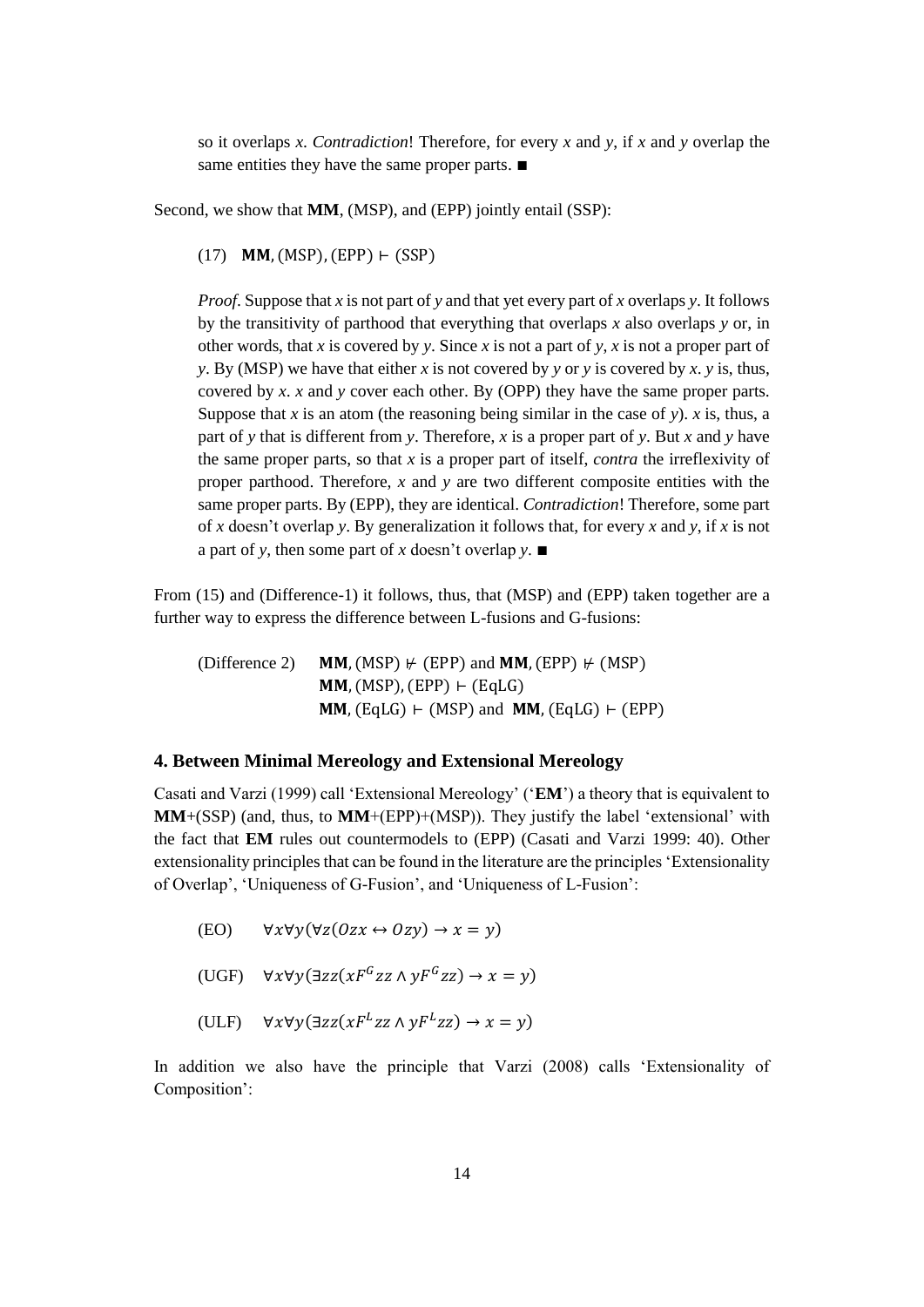so it overlaps *x*. *Contradiction*! Therefore, for every *x* and *y*, if *x* and *y* overlap the same entities they have the same proper parts. ■

Second, we show that **MM**, (MSP), and (EPP) jointly entail (SSP):

(17) $\mathbf{MM}, (\mathrm{MSP}), (\mathrm{EPP}) \vdash (\mathrm{SSP})$

*Proof*. Suppose that *x* is not part of *y* and that yet every part of *x* overlaps *y*. It follows by the transitivity of parthood that everything that overlaps *x* also overlaps *y* or, in other words, that *x* is covered by *y*. Since *x* is not a part of *y*, *x* is not a proper part of *y*. By (MSP) we have that either *x* is not covered by *y* or *y* is covered by *x*. *y* is, thus, covered by *x*. *x* and *y* cover each other. By (OPP) they have the same proper parts. Suppose that *x* is an atom (the reasoning being similar in the case of *y*). *x* is, thus, a part of *y* that is different from *y*. Therefore, *x* is a proper part of *y*. But *x* and *y* have the same proper parts, so that *x* is a proper part of itself, *contra* the irreflexivity of proper parthood. Therefore, *x* and *y* are two different composite entities with the same proper parts. By (EPP), they are identical. *Contradiction*! Therefore, some part of *x* doesn't overlap *y*. By generalization it follows that, for every *x* and *y*, if *x* is not a part of *y*, then some part of *x* doesn't overlap *y*. ■

From (15) and (Difference-1) it follows, thus, that (MSP) and (EPP) taken together are a further way to express the difference between L-fusions and G-fusions:

(Difference 2) $\mathbf{MM}, (\mathrm{MSP}) \nvdash (\mathrm{EPP})$ and $\mathbf{MM}, (\mathrm{EPP}) \nvdash (\mathrm{MSP})$
$\mathbf{MM}, (\mathrm{MSP}), (\mathrm{EPP}) \vdash (\mathrm{EqLG})$
$\mathbf{MM}, (\mathrm{EqLG}) \vdash (\mathrm{MSP})$ and $\mathbf{MM}, (\mathrm{EqLG}) \vdash (\mathrm{EPP})$

## 4. Between Minimal Mereology and Extensional Mereology

Casati and Varzi (1999) call 'Extensional Mereology' ('**EM**') a theory that is equivalent to **MM**+(SSP) (and, thus, to **MM**+(EPP)+(MSP)). They justify the label 'extensional' with the fact that **EM** rules out countermodels to (EPP) (Casati and Varzi 1999: 40). Other extensionality principles that can be found in the literature are the principles 'Extensionality of Overlap', 'Uniqueness of G-Fusion', and 'Uniqueness of L-Fusion':

(EO) $\forall x \forall y (\forall z (Ozx \leftrightarrow Ozy) \rightarrow x = y)$

(UGF) $\forall x \forall y (\exists zz (xF^G zz \land yF^G zz) \rightarrow x = y)$

(ULF) $\forall x \forall y (\exists zz (xF^L zz \land yF^L zz) \rightarrow x = y)$

In addition we also have the principle that Varzi (2008) calls 'Extensionality of Composition':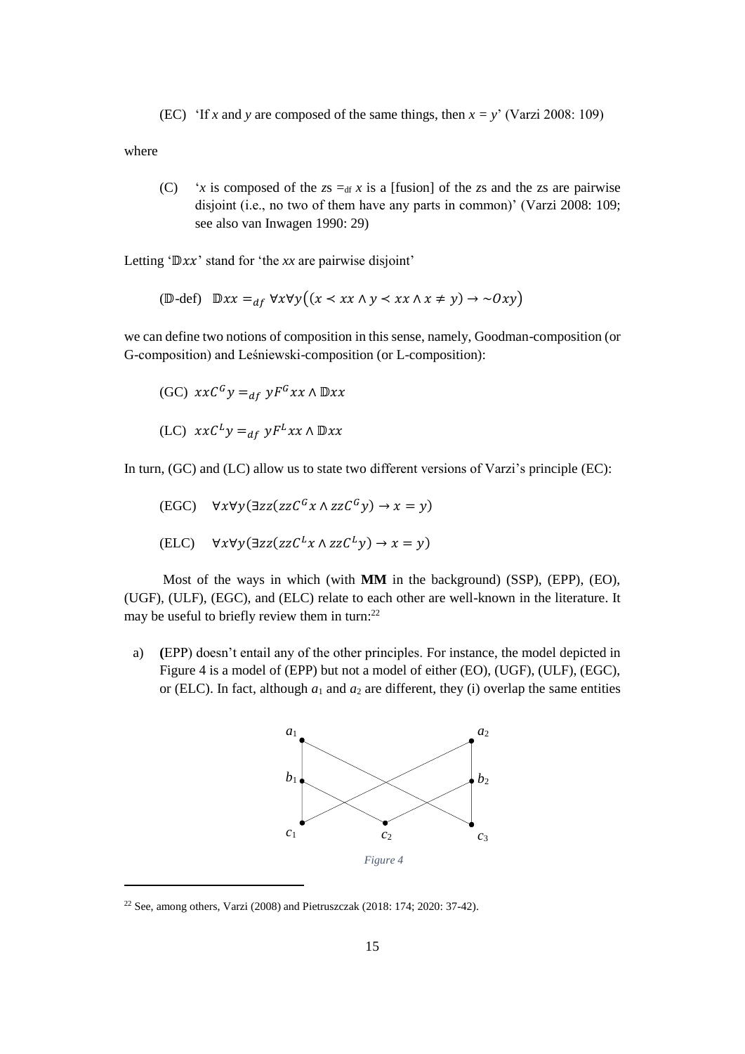(EC) 'If *x* and *y* are composed of the same things, then $x = y$' (Varzi 2008: 109)

where

(C) '*x* is composed of the *z*s $=_{df}$ *x* is a [fusion] of the *z*s and the zs are pairwise disjoint (i.e., no two of them have any parts in common)' (Varzi 2008: 109; see also van Inwagen 1990: 29)

Letting '$\mathbb{D}xx$' stand for 'the *xx* are pairwise disjoint'

($\mathbb{D}$-def) $\mathbb{D}xx =_{df} \forall x \forall y\big((x \prec xx \land y \prec xx \land x \neq y) \rightarrow \sim Oxy\big)$

we can define two notions of composition in this sense, namely, Goodman-composition (or G-composition) and Leśniewski-composition (or L-composition):

(GC) $xxC^{G}y =_{df} yF^{G}xx \land \mathbb{D}xx$

(LC) $xxC^{L}y =_{df} yF^{L}xx \land \mathbb{D}xx$

In turn, (GC) and (LC) allow us to state two different versions of Varzi's principle (EC):

(EGC) $\forall x \forall y(\exists zz(zzC^{G}x \land zzC^{G}y) \rightarrow x = y)$

(ELC) $\forall x \forall y(\exists zz(zzC^{L}x \land zzC^{L}y) \rightarrow x = y)$

Most of the ways in which (with **MM** in the background) (SSP), (EPP), (EO), (UGF), (ULF), (EGC), and (ELC) relate to each other are well-known in the literature. It may be useful to briefly review them in turn:[22]

a) **(**EPP) doesn't entail any of the other principles. For instance, the model depicted in Figure 4 is a model of (EPP) but not a model of either (EO), (UGF), (ULF), (EGC), or (ELC). In fact, although $a_1$ and $a_2$ are different, they (i) overlap the same entities

*Figure 4*

[22] See, among others, Varzi (2008) and Pietruszczak (2018: 174; 2020: 37-42).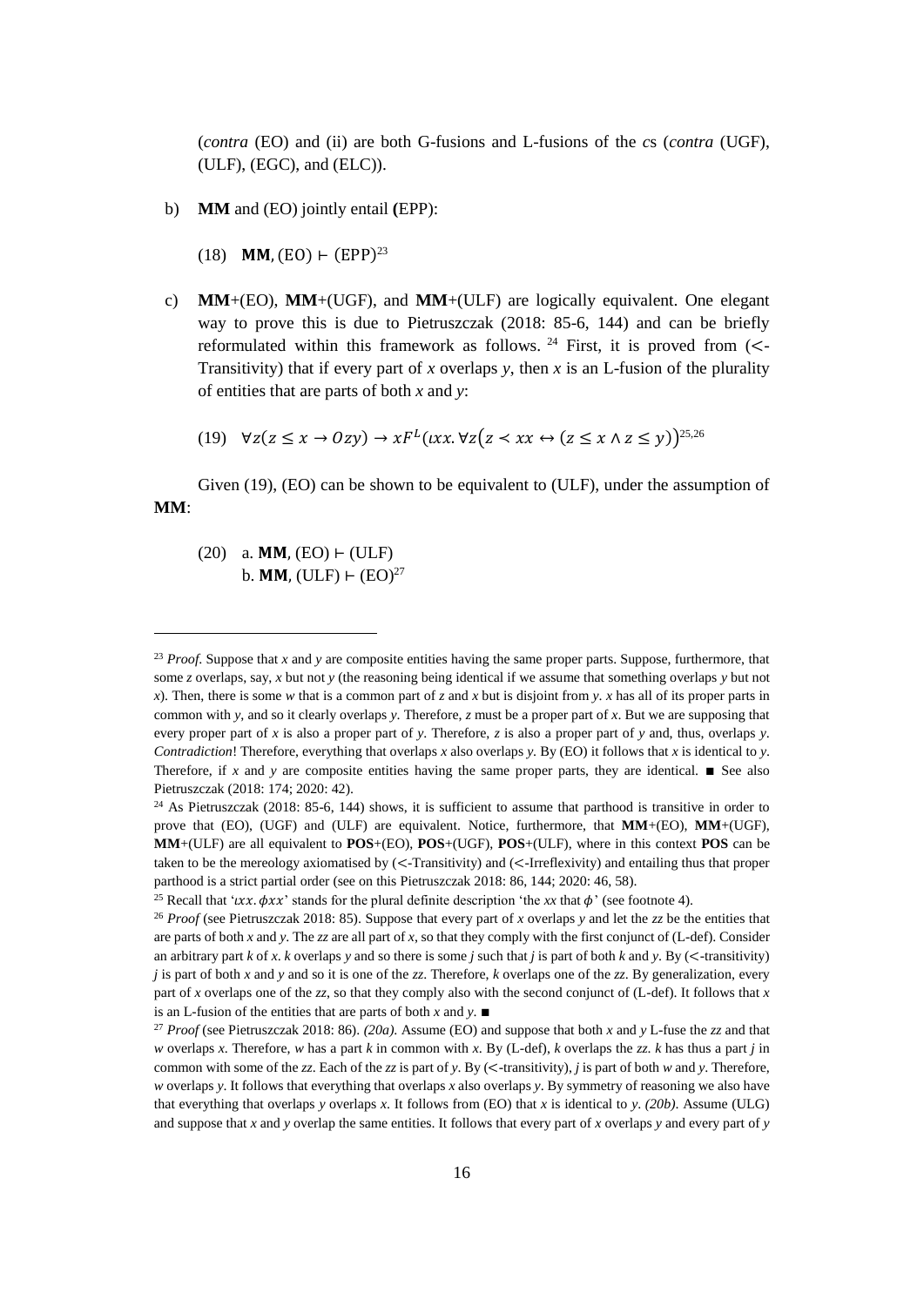(*contra* (EO) and (ii) are both G-fusions and L-fusions of the *c*s (*contra* (UGF), (ULF), (EGC), and (ELC)).

b) **MM** and (EO) jointly entail **(**EPP):

(18) $\mathbf{MM}, (\text{EO}) \vdash (\text{EPP})$[23]

c) **MM**+(EO), **MM**+(UGF), and **MM**+(ULF) are logically equivalent. One elegant way to prove this is due to Pietruszczak (2018: 85-6, 144) and can be briefly reformulated within this framework as follows.[24] First, it is proved from ($<$-Transitivity) that if every part of *x* overlaps *y*, then *x* is an L-fusion of the plurality of entities that are parts of both *x* and *y*:

(19) $\forall z(z \leq x \rightarrow Ozy) \rightarrow xF^L(\iota xx. \forall z(z \prec xx \leftrightarrow (z \leq x \wedge z \leq y))$[25,26]

Given (19), (EO) can be shown to be equivalent to (ULF), under the assumption of **MM**:

(20) a. $\mathbf{MM}, (\text{EO}) \vdash (\text{ULF})$
b. $\mathbf{MM}, (\text{ULF}) \vdash (\text{EO})$[27]

---

[23] *Proof*. Suppose that *x* and *y* are composite entities having the same proper parts. Suppose, furthermore, that some *z* overlaps, say, *x* but not *y* (the reasoning being identical if we assume that something overlaps *y* but not *x*). Then, there is some *w* that is a common part of *z* and *x* but is disjoint from *y*. *x* has all of its proper parts in common with *y*, and so it clearly overlaps *y*. Therefore, *z* must be a proper part of *x*. But we are supposing that every proper part of *x* is also a proper part of *y*. Therefore, *z* is also a proper part of *y* and, thus, overlaps *y*. *Contradiction*! Therefore, everything that overlaps *x* also overlaps *y*. By (EO) it follows that *x* is identical to *y*. Therefore, if *x* and *y* are composite entities having the same proper parts, they are identical. ■ See also Pietruszczak (2018: 174; 2020: 42).

[24] As Pietruszczak (2018: 85-6, 144) shows, it is sufficient to assume that parthood is transitive in order to prove that (EO), (UGF) and (ULF) are equivalent. Notice, furthermore, that **MM**+(EO), **MM**+(UGF), **MM**+(ULF) are all equivalent to **POS**+(EO), **POS**+(UGF), **POS**+(ULF), where in this context **POS** can be taken to be the mereology axiomatised by ($<$-Transitivity) and ($<$-Irreflexivity) and entailing thus that proper parthood is a strict partial order (see on this Pietruszczak 2018: 86, 144; 2020: 46, 58).

[25] Recall that '$\iota xx. \phi xx$' stands for the plural definite description 'the *xx* that $\phi$' (see footnote 4).

[26] *Proof* (see Pietruszczak 2018: 85). Suppose that every part of *x* overlaps *y* and let the *zz* be the entities that are parts of both *x* and *y*. The *zz* are all part of *x*, so that they comply with the first conjunct of (L-def). Consider an arbitrary part *k* of *x*. *k* overlaps *y* and so there is some *j* such that *j* is part of both *k* and *y*. By ($<$-transitivity) *j* is part of both *x* and *y* and so it is one of the *zz*. Therefore, *k* overlaps one of the *zz*. By generalization, every part of *x* overlaps one of the *zz*, so that they comply also with the second conjunct of (L-def). It follows that *x* is an L-fusion of the entities that are parts of both *x* and *y*. ■

[27] *Proof* (see Pietruszczak 2018: 86). *(20a)*. Assume (EO) and suppose that both *x* and *y* L-fuse the *zz* and that *w* overlaps *x*. Therefore, *w* has a part *k* in common with *x*. By (L-def), *k* overlaps the *zz*. *k* has thus a part *j* in common with some of the *zz*. Each of the *zz* is part of *y*. By ($<$-transitivity), *j* is part of both *w* and *y*. Therefore, *w* overlaps *y*. It follows that everything that overlaps *x* also overlaps *y*. By symmetry of reasoning we also have that everything that overlaps *y* overlaps *x*. It follows from (EO) that *x* is identical to *y*. *(20b)*. Assume (ULG) and suppose that *x* and *y* overlap the same entities. It follows that every part of *x* overlaps *y* and every part of *y*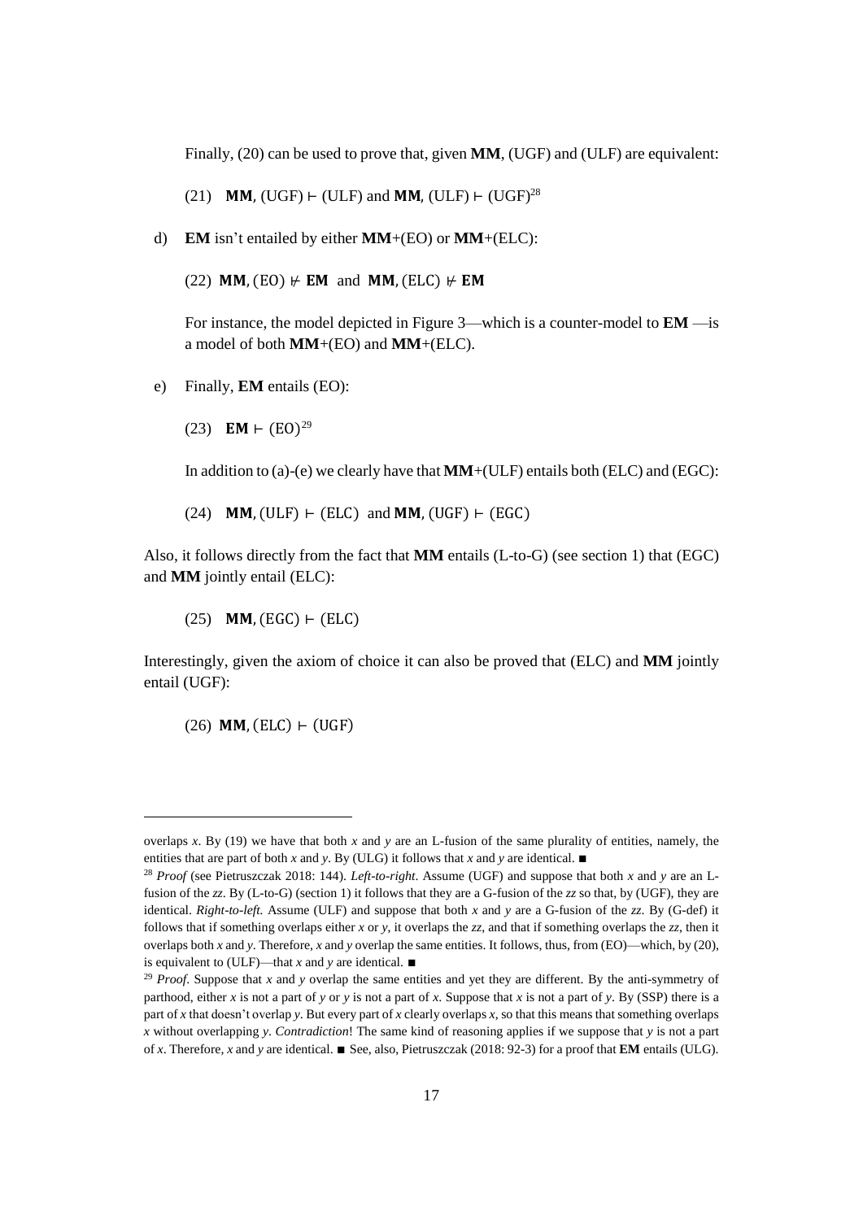Finally, (20) can be used to prove that, given **MM**, (UGF) and (ULF) are equivalent:

(21) **MM**, (UGF) $\vdash$ (ULF) and **MM**, (ULF) $\vdash$ (UGF)[28]

d) **EM** isn't entailed by either **MM**+(EO) or **MM**+(ELC):

(22) $\mathbf{MM}, (\mathrm{EO}) \nvdash \mathbf{EM}$ and $\mathbf{MM}, (\mathrm{ELC}) \nvdash \mathbf{EM}$

For instance, the model depicted in Figure 3—which is a counter-model to **EM** —is a model of both **MM**+(EO) and **MM**+(ELC).

e) Finally, **EM** entails (EO):

(23) $\mathbf{EM} \vdash (\mathrm{EO})$[29]

In addition to (a)-(e) we clearly have that **MM**+(ULF) entails both (ELC) and (EGC):

(24) $\mathbf{MM}, (\mathrm{ULF}) \vdash (\mathrm{ELC})$ and $\mathbf{MM}, (\mathrm{UGF}) \vdash (\mathrm{EGC})$

Also, it follows directly from the fact that **MM** entails (L-to-G) (see section 1) that (EGC) and **MM** jointly entail (ELC):

(25) $\mathbf{MM}, (\mathrm{EGC}) \vdash (\mathrm{ELC})$

Interestingly, given the axiom of choice it can also be proved that (ELC) and **MM** jointly entail (UGF):

(26) $\mathbf{MM}, (\mathrm{ELC}) \vdash (\mathrm{UGF})$

---

overlaps *x*. By (19) we have that both *x* and *y* are an L-fusion of the same plurality of entities, namely, the entities that are part of both *x* and *y*. By (ULG) it follows that *x* and *y* are identical. ■

[28] *Proof* (see Pietruszczak 2018: 144). *Left-to-right*. Assume (UGF) and suppose that both *x* and *y* are an L-fusion of the *zz*. By (L-to-G) (section 1) it follows that they are a G-fusion of the *zz* so that, by (UGF), they are identical. *Right-to-left.* Assume (ULF) and suppose that both *x* and *y* are a G-fusion of the *zz*. By (G-def) it follows that if something overlaps either *x* or *y*, it overlaps the *zz*, and that if something overlaps the *zz*, then it overlaps both *x* and *y*. Therefore, *x* and *y* overlap the same entities. It follows, thus, from (EO)—which, by (20), is equivalent to (ULF)—that *x* and *y* are identical. ■

[29] *Proof*. Suppose that *x* and *y* overlap the same entities and yet they are different. By the anti-symmetry of parthood, either *x* is not a part of *y* or *y* is not a part of *x*. Suppose that *x* is not a part of *y*. By (SSP) there is a part of *x* that doesn't overlap *y*. But every part of *x* clearly overlaps *x*, so that this means that something overlaps *x* without overlapping *y*. *Contradiction*! The same kind of reasoning applies if we suppose that *y* is not a part of *x*. Therefore, *x* and *y* are identical. ■ See, also, Pietruszczak (2018: 92-3) for a proof that **EM** entails (ULG).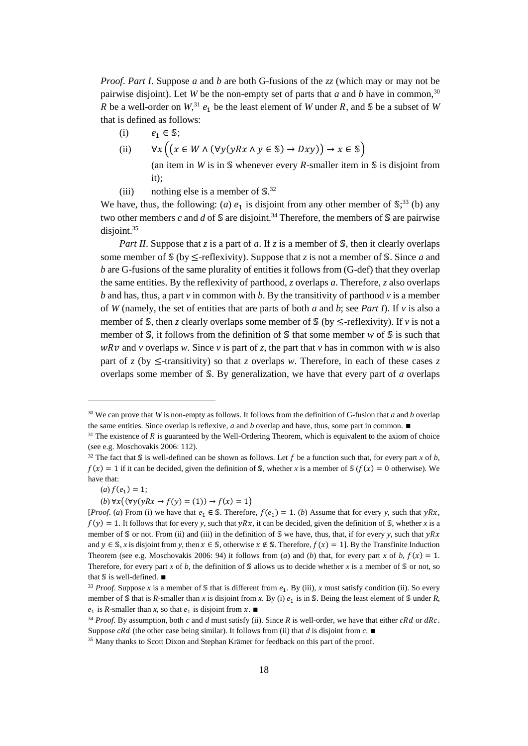*Proof*. *Part I*. Suppose *a* and *b* are both G-fusions of the *zz* (which may or may not be pairwise disjoint). Let *W* be the non-empty set of parts that *a* and *b* have in common,[30] $R$ be a well-order on *W*,[31] $e_1$ be the least element of *W* under $R$, and $\mathbb{S}$ be a subset of *W* that is defined as follows:

(i) $e_1 \in \mathbb{S}$;

(ii) $\forall x\left(\left(x \in W \wedge \left(\forall y(yRx \wedge y \in \mathbb{S}) \rightarrow Dxy\right)\right) \rightarrow x \in \mathbb{S}\right)$

(an item in *W* is in $\mathbb{S}$ whenever every *R*-smaller item in $\mathbb{S}$ is disjoint from it);

(iii) nothing else is a member of $\mathbb{S}$.[32]

We have, thus, the following: (*a*) $e_1$ is disjoint from any other member of $\mathbb{S}$;[33] (b) any two other members *c* and *d* of $\mathbb{S}$ are disjoint.[34] Therefore, the members of $\mathbb{S}$ are pairwise disjoint.[35]

*Part II*. Suppose that *z* is a part of *a*. If *z* is a member of $\mathbb{S}$, then it clearly overlaps some member of $\mathbb{S}$ (by $\leq$-reflexivity). Suppose that *z* is not a member of $\mathbb{S}$. Since *a* and *b* are G-fusions of the same plurality of entities it follows from (G-def) that they overlap the same entities. By the reflexivity of parthood, *z* overlaps *a*. Therefore, *z* also overlaps *b* and has, thus, a part *v* in common with *b*. By the transitivity of parthood *v* is a member of *W* (namely, the set of entities that are parts of both *a* and *b*; see *Part I*). If *v* is also a member of $\mathbb{S}$, then *z* clearly overlaps some member of $\mathbb{S}$ (by $\leq$-reflexivity). If *v* is not a member of $\mathbb{S}$, it follows from the definition of $\mathbb{S}$ that some member *w* of $\mathbb{S}$ is such that $wRv$ and *v* overlaps *w*. Since *v* is part of *z*, the part that *v* has in common with *w* is also part of *z* (by $\leq$-transitivity) so that *z* overlaps *w*. Therefore, in each of these cases *z* overlaps some member of $\mathbb{S}$. By generalization, we have that every part of *a* overlaps

---

[30] We can prove that *W* is non-empty as follows. It follows from the definition of G-fusion that *a* and *b* overlap the same entities. Since overlap is reflexive, *a* and *b* overlap and have, thus, some part in common. ■

[31] The existence of *R* is guaranteed by the Well-Ordering Theorem, which is equivalent to the axiom of choice (see e.g. Moschovakis 2006: 112).

[32] The fact that $\mathbb{S}$ is well-defined can be shown as follows. Let $f$ be a function such that, for every part *x* of *b*, $f(x) = 1$ if it can be decided, given the definition of $\mathbb{S}$, whether *x* is a member of $\mathbb{S}$ ($f(x) = 0$ otherwise). We have that:

(*a*) $f(e_1) = 1$;

(*b*) $\forall x\left(\left(\forall y(yRx \rightarrow f(y) = (1)\right) \rightarrow f(x) = 1\right)$

[*Proof*. (*a*) From (i) we have that $e_1 \in \mathbb{S}$. Therefore, $f(e_1) = 1$. (*b*) Assume that for every *y*, such that $yRx$, $f(y) = 1$. It follows that for every *y*, such that $yRx$, it can be decided, given the definition of $\mathbb{S}$, whether *x* is a member of $\mathbb{S}$ or not. From (ii) and (iii) in the definition of $\mathbb{S}$ we have, thus, that, if for every *y*, such that $yRx$ and $y \in \mathbb{S}$, *x* is disjoint from *y*, then $x \in \mathbb{S}$, otherwise $x \notin \mathbb{S}$. Therefore, $f(x) = 1$]. By the Transfinite Induction Theorem (see e.g. Moschovakis 2006: 94) it follows from (*a*) and (*b*) that, for every part *x* of *b*, $f(x) = 1$. Therefore, for every part *x* of *b*, the definition of $\mathbb{S}$ allows us to decide whether *x* is a member of $\mathbb{S}$ or not, so that $\mathbb{S}$ is well-defined. ■

[33] *Proof*. Suppose *x* is a member of $\mathbb{S}$ that is different from $e_1$. By (iii), *x* must satisfy condition (ii). So every member of $\mathbb{S}$ that is *R*-smaller than *x* is disjoint from *x*. By (i) $e_1$ is in $\mathbb{S}$. Being the least element of $\mathbb{S}$ under *R*, $e_1$ is *R*-smaller than *x*, so that $e_1$ is disjoint from $x$. ■

[34] *Proof*. By assumption, both *c* and *d* must satisfy (ii). Since *R* is well-order, we have that either $cRd$ or $dRc$. Suppose $cRd$ (the other case being similar). It follows from (ii) that *d* is disjoint from *c*. ■

[35] Many thanks to Scott Dixon and Stephan Krämer for feedback on this part of the proof.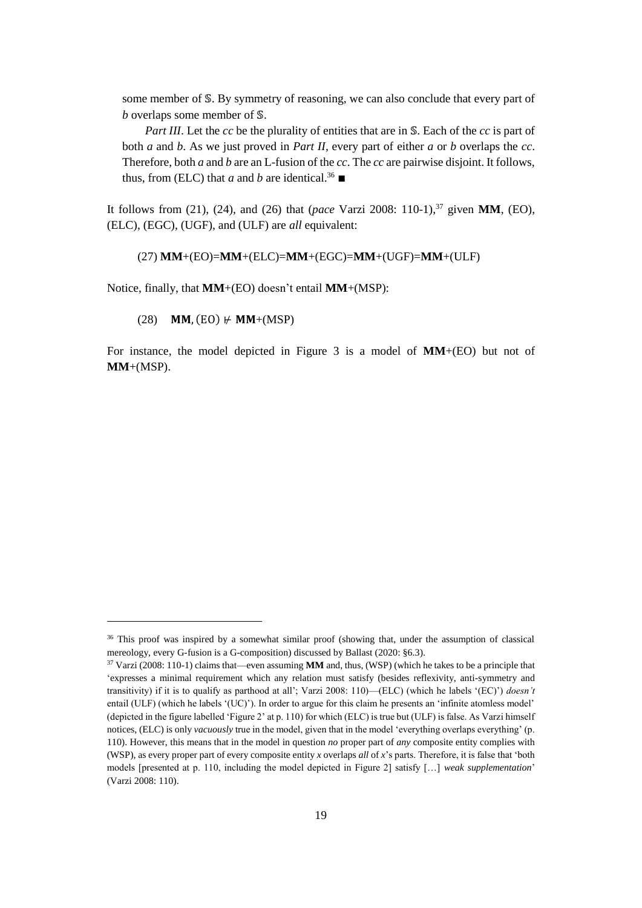some member of 𝕊. By symmetry of reasoning, we can also conclude that every part of *b* overlaps some member of 𝕊.

*Part III*. Let the *cc* be the plurality of entities that are in 𝕊. Each of the *cc* is part of both *a* and *b*. As we just proved in *Part II*, every part of either *a* or *b* overlaps the *cc*. Therefore, both *a* and *b* are an L-fusion of the *cc*. The *cc* are pairwise disjoint. It follows, thus, from (ELC) that *a* and *b* are identical.[36] ■

It follows from (21), (24), and (26) that (*pace* Varzi 2008: 110-1),[37] given **MM**, (EO), (ELC), (EGC), (UGF), and (ULF) are *all* equivalent:

(27) **MM**+(EO)=**MM**+(ELC)=**MM**+(EGC)=**MM**+(UGF)=**MM**+(ULF)

Notice, finally, that **MM**+(EO) doesn't entail **MM**+(MSP):

(28) $\mathbf{MM}, (\mathrm{EO}) \nvdash \mathbf{MM}$+(MSP)

For instance, the model depicted in Figure 3 is a model of **MM**+(EO) but not of **MM**+(MSP).

---

[36] This proof was inspired by a somewhat similar proof (showing that, under the assumption of classical mereology, every G-fusion is a G-composition) discussed by Ballast (2020: §6.3).

[37] Varzi (2008: 110-1) claims that—even assuming **MM** and, thus, (WSP) (which he takes to be a principle that 'expresses a minimal requirement which any relation must satisfy (besides reflexivity, anti-symmetry and transitivity) if it is to qualify as parthood at all'; Varzi 2008: 110)—(ELC) (which he labels '(EC)') *doesn't* entail (ULF) (which he labels '(UC)'). In order to argue for this claim he presents an 'infinite atomless model' (depicted in the figure labelled 'Figure 2' at p. 110) for which (ELC) is true but (ULF) is false. As Varzi himself notices, (ELC) is only *vacuously* true in the model, given that in the model 'everything overlaps everything' (p. 110). However, this means that in the model in question *no* proper part of *any* composite entity complies with (WSP), as every proper part of every composite entity *x* overlaps *all* of *x*'s parts. Therefore, it is false that 'both models [presented at p. 110, including the model depicted in Figure 2] satisfy […] *weak supplementation*' (Varzi 2008: 110).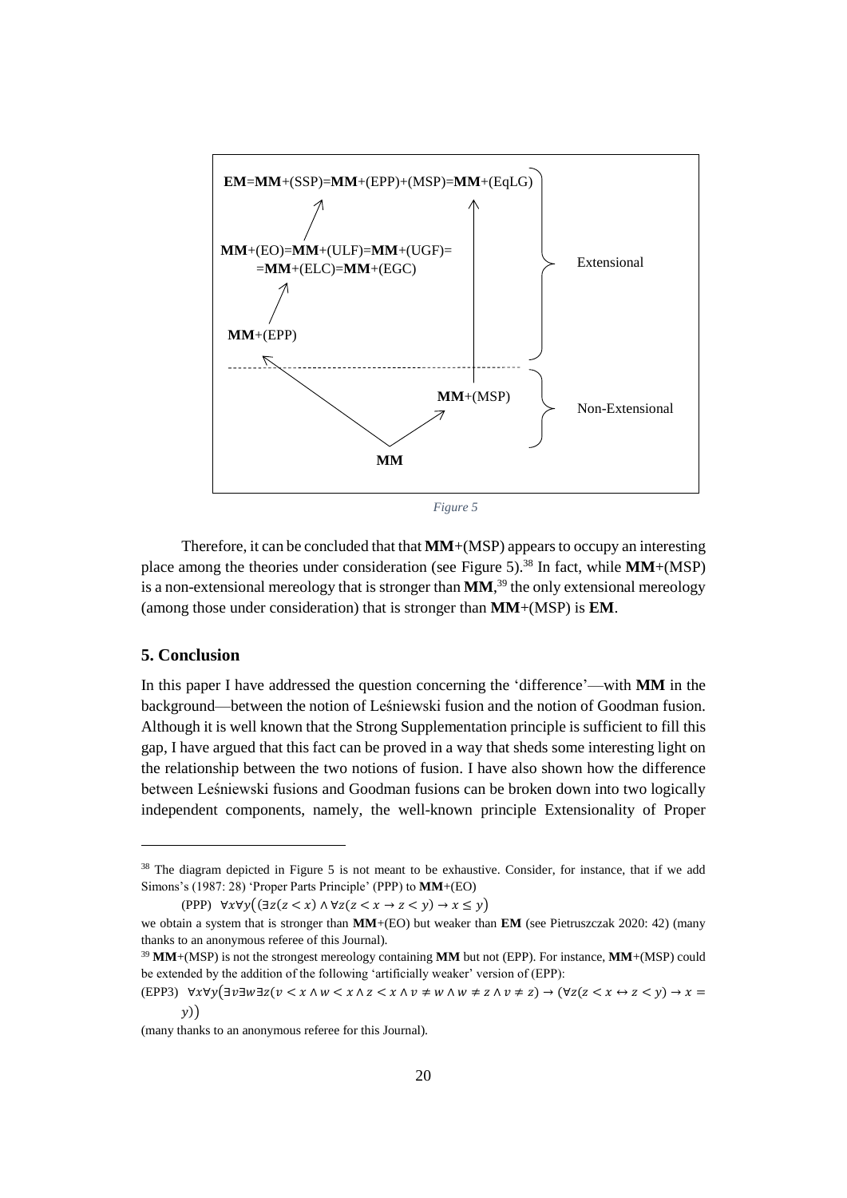**EM**=**MM**+(SSP)=**MM**+(EPP)+(MSP)=**MM**+(EqLG)

**MM**+(EO)=**MM**+(ULF)=**MM**+(UGF)=
=**MM**+(ELC)=**MM**+(EGC)

**MM**+(EPP)

Extensional

**MM**+(MSP)

Non-Extensional

**MM**

*Figure 5*

Therefore, it can be concluded that that **MM**+(MSP) appears to occupy an interesting place among the theories under consideration (see Figure 5).[38] In fact, while **MM**+(MSP) is a non-extensional mereology that is stronger than **MM**,[39] the only extensional mereology (among those under consideration) that is stronger than **MM**+(MSP) is **EM**.

## 5. Conclusion

In this paper I have addressed the question concerning the 'difference'—with **MM** in the background—between the notion of Leśniewski fusion and the notion of Goodman fusion. Although it is well known that the Strong Supplementation principle is sufficient to fill this gap, I have argued that this fact can be proved in a way that sheds some interesting light on the relationship between the two notions of fusion. I have also shown how the difference between Leśniewski fusions and Goodman fusions can be broken down into two logically independent components, namely, the well-known principle Extensionality of Proper

---

[38] The diagram depicted in Figure 5 is not meant to be exhaustive. Consider, for instance, that if we add Simons's (1987: 28) 'Proper Parts Principle' (PPP) to **MM**+(EO)

(PPP) $\forall x \forall y\big((\exists z(z < x) \wedge \forall z(z < x \rightarrow z < y) \rightarrow x \leq y\big)$

we obtain a system that is stronger than **MM**+(EO) but weaker than **EM** (see Pietruszczak 2020: 42) (many thanks to an anonymous referee of this Journal).

[39] **MM**+(MSP) is not the strongest mereology containing **MM** but not (EPP). For instance, **MM**+(MSP) could be extended by the addition of the following 'artificially weaker' version of (EPP):

(EPP3) $\forall x \forall y\big(\exists v \exists w \exists z(v < x \wedge w < x \wedge z < x \wedge v \neq w \wedge w \neq z \wedge v \neq z) \rightarrow (\forall z(z < x \leftrightarrow z < y) \rightarrow x = y)\big)$

(many thanks to an anonymous referee for this Journal).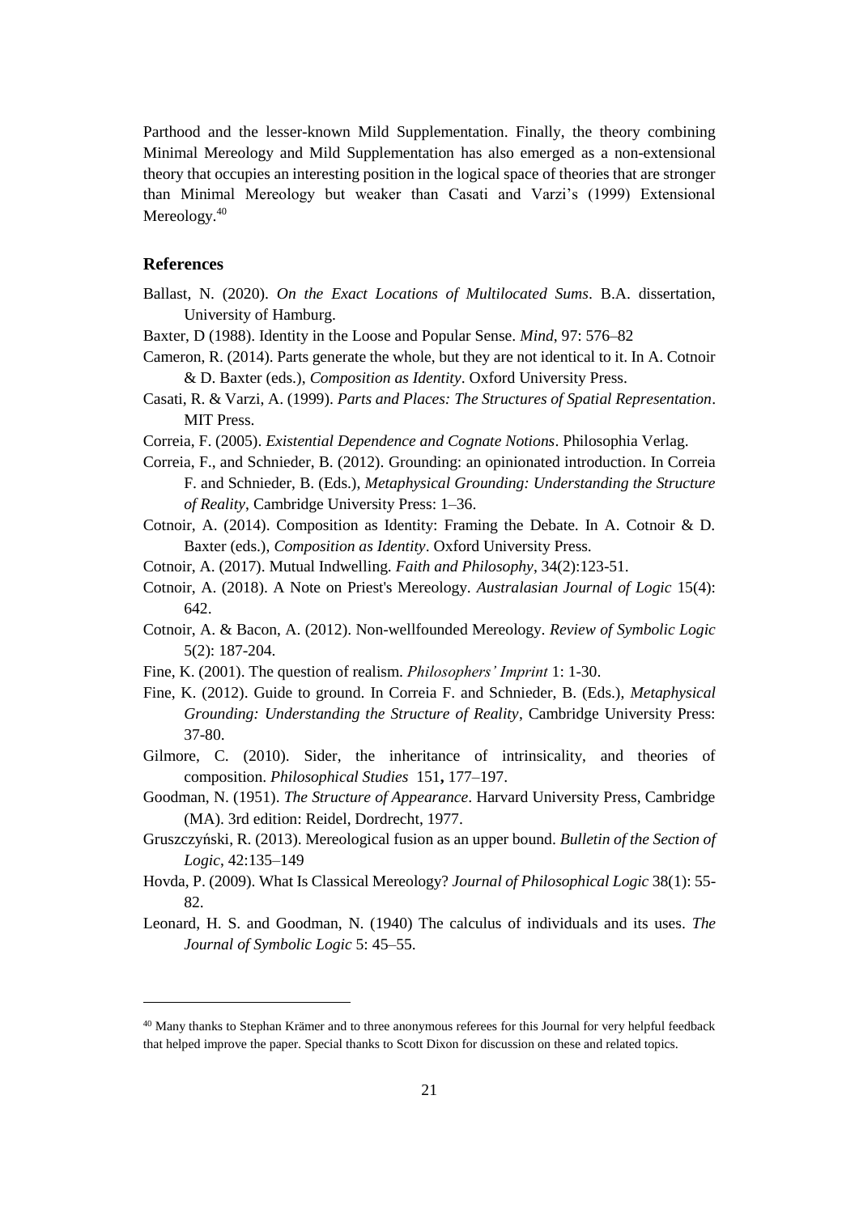Parthood and the lesser-known Mild Supplementation. Finally, the theory combining Minimal Mereology and Mild Supplementation has also emerged as a non-extensional theory that occupies an interesting position in the logical space of theories that are stronger than Minimal Mereology but weaker than Casati and Varzi's (1999) Extensional Mereology.[40]

## References

Ballast, N. (2020). *On the Exact Locations of Multilocated Sums*. B.A. dissertation, University of Hamburg.

Baxter, D (1988). Identity in the Loose and Popular Sense. *Mind*, 97: 576–82

Cameron, R. (2014). Parts generate the whole, but they are not identical to it. In A. Cotnoir & D. Baxter (eds.), *Composition as Identity*. Oxford University Press.

Casati, R. & Varzi, A. (1999). *Parts and Places: The Structures of Spatial Representation*. MIT Press.

Correia, F. (2005). *Existential Dependence and Cognate Notions*. Philosophia Verlag.

Correia, F., and Schnieder, B. (2012). Grounding: an opinionated introduction. In Correia F. and Schnieder, B. (Eds.), *Metaphysical Grounding: Understanding the Structure of Reality*, Cambridge University Press: 1–36.

Cotnoir, A. (2014). Composition as Identity: Framing the Debate. In A. Cotnoir & D. Baxter (eds.), *Composition as Identity*. Oxford University Press.

Cotnoir, A. (2017). Mutual Indwelling. *Faith and Philosophy*, 34(2):123-51.

Cotnoir, A. (2018). A Note on Priest's Mereology. *Australasian Journal of Logic* 15(4): 642.

Cotnoir, A. & Bacon, A. (2012). Non-wellfounded Mereology. *Review of Symbolic Logic* 5(2): 187-204.

Fine, K. (2001). The question of realism. *Philosophers' Imprint* 1: 1-30.

Fine, K. (2012). Guide to ground. In Correia F. and Schnieder, B. (Eds.), *Metaphysical Grounding: Understanding the Structure of Reality*, Cambridge University Press: 37-80.

Gilmore, C. (2010). Sider, the inheritance of intrinsicality, and theories of composition. *Philosophical Studies* 151**,** 177–197.

Goodman, N. (1951). *The Structure of Appearance*. Harvard University Press, Cambridge (MA). 3rd edition: Reidel, Dordrecht, 1977.

Gruszczyński, R. (2013). Mereological fusion as an upper bound. *Bulletin of the Section of Logic*, 42:135–149

Hovda, P. (2009). What Is Classical Mereology? *Journal of Philosophical Logic* 38(1): 55-82.

Leonard, H. S. and Goodman, N. (1940) The calculus of individuals and its uses. *The Journal of Symbolic Logic* 5: 45–55.

[40] Many thanks to Stephan Krämer and to three anonymous referees for this Journal for very helpful feedback that helped improve the paper. Special thanks to Scott Dixon for discussion on these and related topics.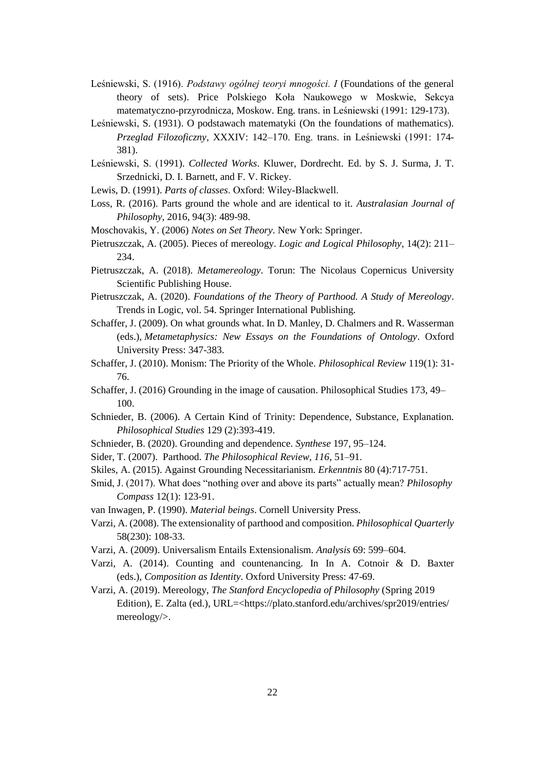Leśniewski, S. (1916). *Podstawy ogólnej teoryi mnogości. I* (Foundations of the general theory of sets). Price Polskiego Koła Naukowego w Moskwie, Sekcya matematyczno-przyrodnicza, Moskow. Eng. trans. in Leśniewski (1991: 129-173).

Leśniewski, S. (1931). O podstawach matematyki (On the foundations of mathematics). *Przeglad Filozoficzny*, XXXIV: 142–170. Eng. trans. in Leśniewski (1991: 174-381).

Leśniewski, S. (1991). *Collected Works*. Kluwer, Dordrecht. Ed. by S. J. Surma, J. T. Srzednicki, D. I. Barnett, and F. V. Rickey.

Lewis, D. (1991). *Parts of classes*. Oxford: Wiley-Blackwell.

Loss, R. (2016). Parts ground the whole and are identical to it. *Australasian Journal of Philosophy*, 2016, 94(3): 489-98.

Moschovakis, Y. (2006) *Notes on Set Theory*. New York: Springer.

Pietruszczak, A. (2005). Pieces of mereology. *Logic and Logical Philosophy*, 14(2): 211–234.

Pietruszczak, A. (2018). *Metamereology*. Torun: The Nicolaus Copernicus University Scientific Publishing House.

Pietruszczak, A. (2020). *Foundations of the Theory of Parthood. A Study of Mereology*. Trends in Logic, vol. 54. Springer International Publishing.

Schaffer, J. (2009). On what grounds what. In D. Manley, D. Chalmers and R. Wasserman (eds.), *Metametaphysics: New Essays on the Foundations of Ontology*. Oxford University Press: 347-383.

Schaffer, J. (2010). Monism: The Priority of the Whole. *Philosophical Review* 119(1): 31-76.

Schaffer, J. (2016) Grounding in the image of causation. Philosophical Studies 173, 49–100.

Schnieder, B. (2006). A Certain Kind of Trinity: Dependence, Substance, Explanation. *Philosophical Studies* 129 (2):393-419.

Schnieder, B. (2020). Grounding and dependence. *Synthese* 197, 95–124.

Sider, T. (2007). Parthood. *The Philosophical Review, 116*, 51–91.

Skiles, A. (2015). Against Grounding Necessitarianism. *Erkenntnis* 80 (4):717-751.

Smid, J. (2017). What does "nothing over and above its parts" actually mean? *Philosophy Compass* 12(1): 123-91.

van Inwagen, P. (1990). *Material beings*. Cornell University Press.

Varzi, A. (2008). The extensionality of parthood and composition. *Philosophical Quarterly* 58(230): 108-33.

Varzi, A. (2009). Universalism Entails Extensionalism. *Analysis* 69: 599–604.

Varzi, A. (2014). Counting and countenancing. In In A. Cotnoir & D. Baxter (eds.), *Composition as Identity*. Oxford University Press: 47-69.

Varzi, A. (2019). Mereology, *The Stanford Encyclopedia of Philosophy* (Spring 2019 Edition), E. Zalta (ed.), URL=<https://plato.stanford.edu/archives/spr2019/entries/mereology/>.